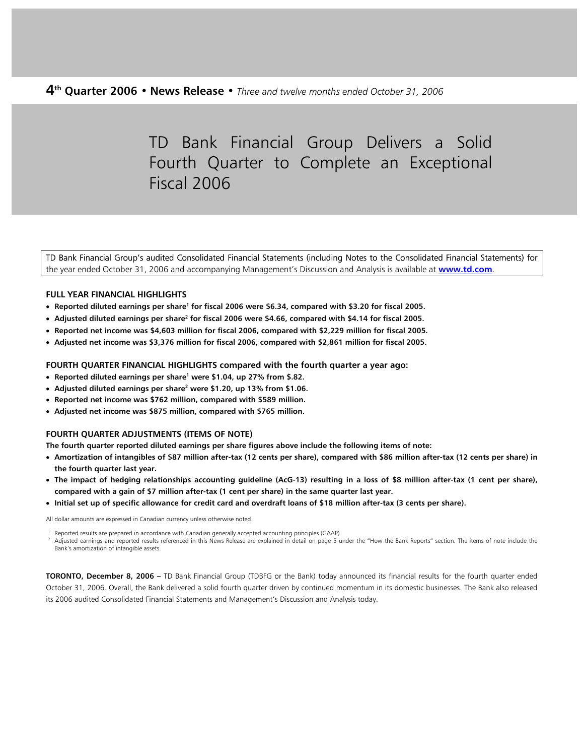**4th Quarter 2006 • News Release •** *Three and twelve months ended October 31, 2006*

# TD Bank Financial Group Delivers a Solid Fourth Quarter to Complete an Exceptional Fiscal 2006

TD Bank Financial Group's audited Consolidated Financial Statements (including Notes to the Consolidated Financial Statements) for the year ended October 31, 2006 and accompanying Management's Discussion and Analysis is available at **www.td.com**.

### FULL YEAR FINANCIAL HIGHLIGHTS

- **Reported diluted earnings per share[1] for fiscal 2006 were $6.34, compared with $3.20 for fiscal 2005.**
- **Adjusted diluted earnings per share[2] for fiscal 2006 were $4.66, compared with $4.14 for fiscal 2005.**
- **Reported net income was $4,603 million for fiscal 2006, compared with $2,229 million for fiscal 2005.**
- **Adjusted net income was $3,376 million for fiscal 2006, compared with $2,861 million for fiscal 2005.**

### FOURTH QUARTER FINANCIAL HIGHLIGHTS compared with the fourth quarter a year ago:

- **Reported diluted earnings per share[1] were $1.04, up 27% from $.82.**
- **Adjusted diluted earnings per share[2] were $1.20, up 13% from $1.06.**
- **Reported net income was $762 million, compared with $589 million.**
- **Adjusted net income was $875 million, compared with $765 million.**

### FOURTH QUARTER ADJUSTMENTS (ITEMS OF NOTE)

**The fourth quarter reported diluted earnings per share figures above include the following items of note:**

- **Amortization of intangibles of $87 million after-tax (12 cents per share), compared with $86 million after-tax (12 cents per share) in the fourth quarter last year.**
- **The impact of hedging relationships accounting guideline (AcG-13) resulting in a loss of $8 million after-tax (1 cent per share), compared with a gain of $7 million after-tax (1 cent per share) in the same quarter last year.**
- **Initial set up of specific allowance for credit card and overdraft loans of $18 million after-tax (3 cents per share).**

All dollar amounts are expressed in Canadian currency unless otherwise noted.

[1] Reported results are prepared in accordance with Canadian generally accepted accounting principles (GAAP).

[2] Adjusted earnings and reported results referenced in this News Release are explained in detail on page 5 under the "How the Bank Reports" section. The items of note include the Bank's amortization of intangible assets.

**TORONTO, December 8, 2006 –** TD Bank Financial Group (TDBFG or the Bank) today announced its financial results for the fourth quarter ended October 31, 2006. Overall, the Bank delivered a solid fourth quarter driven by continued momentum in its domestic businesses. The Bank also released its 2006 audited Consolidated Financial Statements and Management's Discussion and Analysis today.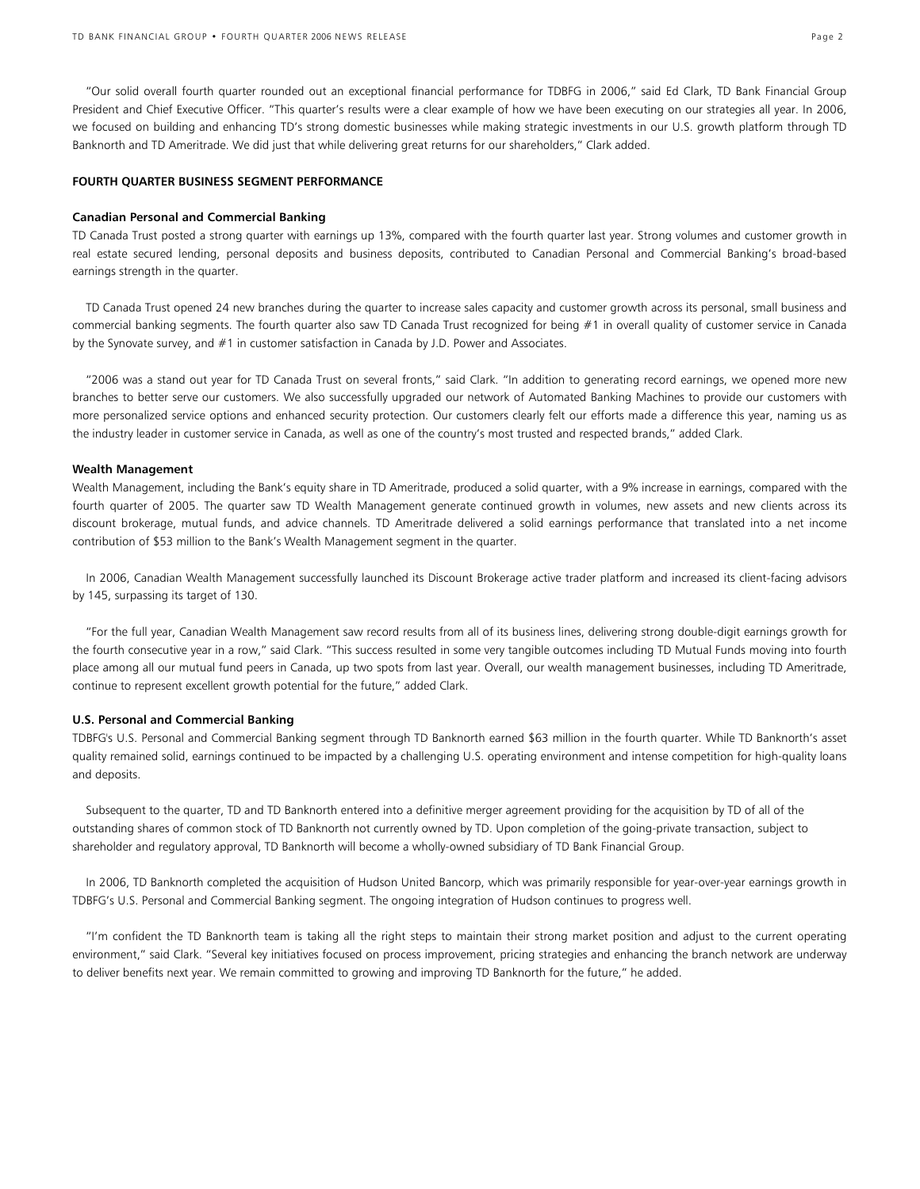"Our solid overall fourth quarter rounded out an exceptional financial performance for TDBFG in 2006," said Ed Clark, TD Bank Financial Group President and Chief Executive Officer. "This quarter's results were a clear example of how we have been executing on our strategies all year. In 2006, we focused on building and enhancing TD's strong domestic businesses while making strategic investments in our U.S. growth platform through TD Banknorth and TD Ameritrade. We did just that while delivering great returns for our shareholders," Clark added.

**FOURTH QUARTER BUSINESS SEGMENT PERFORMANCE**

**Canadian Personal and Commercial Banking**

TD Canada Trust posted a strong quarter with earnings up 13%, compared with the fourth quarter last year. Strong volumes and customer growth in real estate secured lending, personal deposits and business deposits, contributed to Canadian Personal and Commercial Banking's broad-based earnings strength in the quarter.

TD Canada Trust opened 24 new branches during the quarter to increase sales capacity and customer growth across its personal, small business and commercial banking segments. The fourth quarter also saw TD Canada Trust recognized for being #1 in overall quality of customer service in Canada by the Synovate survey, and #1 in customer satisfaction in Canada by J.D. Power and Associates.

"2006 was a stand out year for TD Canada Trust on several fronts," said Clark. "In addition to generating record earnings, we opened more new branches to better serve our customers. We also successfully upgraded our network of Automated Banking Machines to provide our customers with more personalized service options and enhanced security protection. Our customers clearly felt our efforts made a difference this year, naming us as the industry leader in customer service in Canada, as well as one of the country's most trusted and respected brands," added Clark.

**Wealth Management**

Wealth Management, including the Bank's equity share in TD Ameritrade, produced a solid quarter, with a 9% increase in earnings, compared with the fourth quarter of 2005. The quarter saw TD Wealth Management generate continued growth in volumes, new assets and new clients across its discount brokerage, mutual funds, and advice channels. TD Ameritrade delivered a solid earnings performance that translated into a net income contribution of $53 million to the Bank's Wealth Management segment in the quarter.

In 2006, Canadian Wealth Management successfully launched its Discount Brokerage active trader platform and increased its client-facing advisors by 145, surpassing its target of 130.

"For the full year, Canadian Wealth Management saw record results from all of its business lines, delivering strong double-digit earnings growth for the fourth consecutive year in a row," said Clark. "This success resulted in some very tangible outcomes including TD Mutual Funds moving into fourth place among all our mutual fund peers in Canada, up two spots from last year. Overall, our wealth management businesses, including TD Ameritrade, continue to represent excellent growth potential for the future," added Clark.

**U.S. Personal and Commercial Banking**

TDBFG's U.S. Personal and Commercial Banking segment through TD Banknorth earned $63 million in the fourth quarter. While TD Banknorth's asset quality remained solid, earnings continued to be impacted by a challenging U.S. operating environment and intense competition for high-quality loans and deposits.

Subsequent to the quarter, TD and TD Banknorth entered into a definitive merger agreement providing for the acquisition by TD of all of the outstanding shares of common stock of TD Banknorth not currently owned by TD. Upon completion of the going-private transaction, subject to shareholder and regulatory approval, TD Banknorth will become a wholly-owned subsidiary of TD Bank Financial Group.

In 2006, TD Banknorth completed the acquisition of Hudson United Bancorp, which was primarily responsible for year-over-year earnings growth in TDBFG's U.S. Personal and Commercial Banking segment. The ongoing integration of Hudson continues to progress well.

"I'm confident the TD Banknorth team is taking all the right steps to maintain their strong market position and adjust to the current operating environment," said Clark. "Several key initiatives focused on process improvement, pricing strategies and enhancing the branch network are underway to deliver benefits next year. We remain committed to growing and improving TD Banknorth for the future," he added.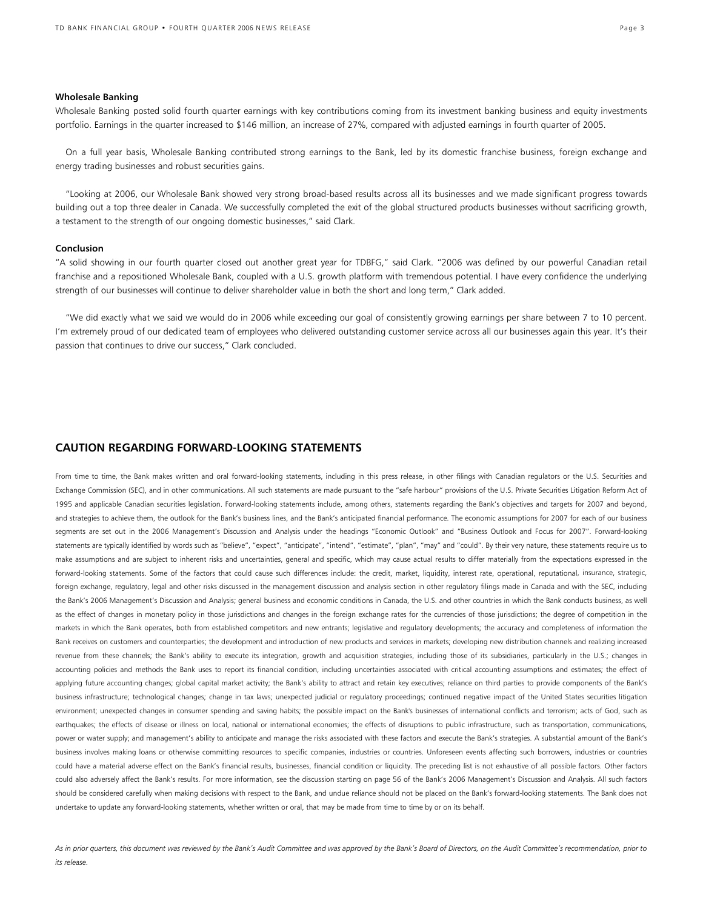**Wholesale Banking**

Wholesale Banking posted solid fourth quarter earnings with key contributions coming from its investment banking business and equity investments portfolio. Earnings in the quarter increased to $146 million, an increase of 27%, compared with adjusted earnings in fourth quarter of 2005.

On a full year basis, Wholesale Banking contributed strong earnings to the Bank, led by its domestic franchise business, foreign exchange and energy trading businesses and robust securities gains.

"Looking at 2006, our Wholesale Bank showed very strong broad-based results across all its businesses and we made significant progress towards building out a top three dealer in Canada. We successfully completed the exit of the global structured products businesses without sacrificing growth, a testament to the strength of our ongoing domestic businesses," said Clark.

**Conclusion**

"A solid showing in our fourth quarter closed out another great year for TDBFG," said Clark. "2006 was defined by our powerful Canadian retail franchise and a repositioned Wholesale Bank, coupled with a U.S. growth platform with tremendous potential. I have every confidence the underlying strength of our businesses will continue to deliver shareholder value in both the short and long term," Clark added.

"We did exactly what we said we would do in 2006 while exceeding our goal of consistently growing earnings per share between 7 to 10 percent. I'm extremely proud of our dedicated team of employees who delivered outstanding customer service across all our businesses again this year. It's their passion that continues to drive our success," Clark concluded.

## CAUTION REGARDING FORWARD-LOOKING STATEMENTS

From time to time, the Bank makes written and oral forward-looking statements, including in this press release, in other filings with Canadian regulators or the U.S. Securities and Exchange Commission (SEC), and in other communications. All such statements are made pursuant to the "safe harbour" provisions of the U.S. Private Securities Litigation Reform Act of 1995 and applicable Canadian securities legislation. Forward-looking statements include, among others, statements regarding the Bank's objectives and targets for 2007 and beyond, and strategies to achieve them, the outlook for the Bank's business lines, and the Bank's anticipated financial performance. The economic assumptions for 2007 for each of our business segments are set out in the 2006 Management's Discussion and Analysis under the headings "Economic Outlook" and "Business Outlook and Focus for 2007". Forward-looking statements are typically identified by words such as "believe", "expect", "anticipate", "intend", "estimate", "plan", "may" and "could". By their very nature, these statements require us to make assumptions and are subject to inherent risks and uncertainties, general and specific, which may cause actual results to differ materially from the expectations expressed in the forward-looking statements. Some of the factors that could cause such differences include: the credit, market, liquidity, interest rate, operational, reputational, insurance, strategic, foreign exchange, regulatory, legal and other risks discussed in the management discussion and analysis section in other regulatory filings made in Canada and with the SEC, including the Bank's 2006 Management's Discussion and Analysis; general business and economic conditions in Canada, the U.S. and other countries in which the Bank conducts business, as well as the effect of changes in monetary policy in those jurisdictions and changes in the foreign exchange rates for the currencies of those jurisdictions; the degree of competition in the markets in which the Bank operates, both from established competitors and new entrants; legislative and regulatory developments; the accuracy and completeness of information the Bank receives on customers and counterparties; the development and introduction of new products and services in markets; developing new distribution channels and realizing increased revenue from these channels; the Bank's ability to execute its integration, growth and acquisition strategies, including those of its subsidiaries, particularly in the U.S.; changes in accounting policies and methods the Bank uses to report its financial condition, including uncertainties associated with critical accounting assumptions and estimates; the effect of applying future accounting changes; global capital market activity; the Bank's ability to attract and retain key executives; reliance on third parties to provide components of the Bank's business infrastructure; technological changes; change in tax laws; unexpected judicial or regulatory proceedings; continued negative impact of the United States securities litigation environment; unexpected changes in consumer spending and saving habits; the possible impact on the Bank's businesses of international conflicts and terrorism; acts of God, such as earthquakes; the effects of disease or illness on local, national or international economies; the effects of disruptions to public infrastructure, such as transportation, communications, power or water supply; and management's ability to anticipate and manage the risks associated with these factors and execute the Bank's strategies. A substantial amount of the Bank's business involves making loans or otherwise committing resources to specific companies, industries or countries. Unforeseen events affecting such borrowers, industries or countries could have a material adverse effect on the Bank's financial results, businesses, financial condition or liquidity. The preceding list is not exhaustive of all possible factors. Other factors could also adversely affect the Bank's results. For more information, see the discussion starting on page 56 of the Bank's 2006 Management's Discussion and Analysis. All such factors should be considered carefully when making decisions with respect to the Bank, and undue reliance should not be placed on the Bank's forward-looking statements. The Bank does not undertake to update any forward-looking statements, whether written or oral, that may be made from time to time by or on its behalf.

*As in prior quarters, this document was reviewed by the Bank's Audit Committee and was approved by the Bank's Board of Directors, on the Audit Committee's recommendation, prior to its release.*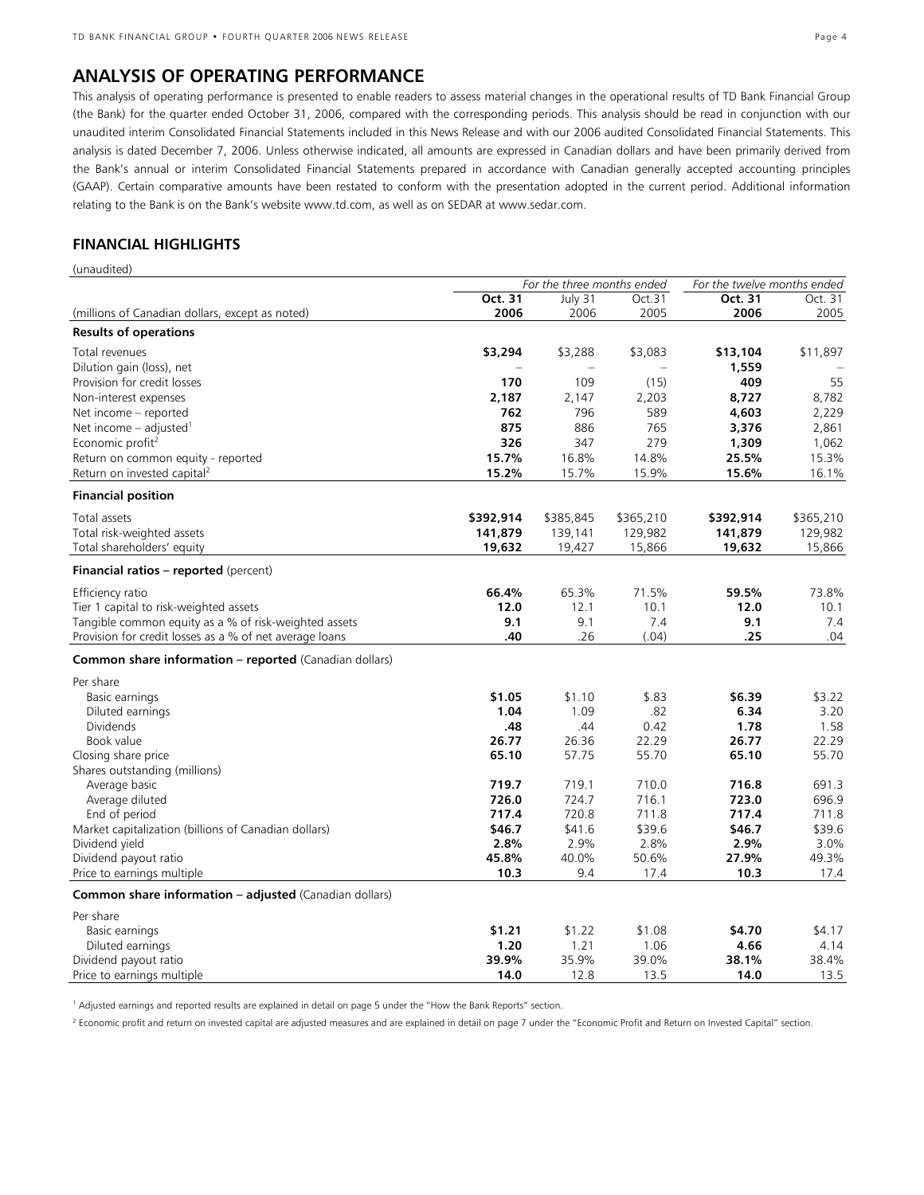# ANALYSIS OF OPERATING PERFORMANCE

This analysis of operating performance is presented to enable readers to assess material changes in the operational results of TD Bank Financial Group (the Bank) for the quarter ended October 31, 2006, compared with the corresponding periods. This analysis should be read in conjunction with our unaudited interim Consolidated Financial Statements included in this News Release and with our 2006 audited Consolidated Financial Statements. This analysis is dated December 7, 2006. Unless otherwise indicated, all amounts are expressed in Canadian dollars and have been primarily derived from the Bank's annual or interim Consolidated Financial Statements prepared in accordance with Canadian generally accepted accounting principles (GAAP). Certain comparative amounts have been restated to conform with the presentation adopted in the current period. Additional information relating to the Bank is on the Bank's website www.td.com, as well as on SEDAR at www.sedar.com.

## FINANCIAL HIGHLIGHTS

(unaudited)

| | *For the three months ended* | | | *For the twelve months ended* | |
|---|---|---|---|---|---|
| (millions of Canadian dollars, except as noted) | **Oct. 31 2006** | July 31 2006 | Oct.31 2005 | **Oct. 31 2006** | Oct. 31 2005 |
| **Results of operations** | | | | | |
| Total revenues | **$3,294** | $3,288 | $3,083 | **$13,104** | $11,897 |
| Dilution gain (loss), net | – | – | – | **1,559** | – |
| Provision for credit losses | **170** | 109 | (15) | **409** | 55 |
| Non-interest expenses | **2,187** | 2,147 | 2,203 | **8,727** | 8,782 |
| Net income – reported | **762** | 796 | 589 | **4,603** | 2,229 |
| Net income – adjusted[1] | **875** | 886 | 765 | **3,376** | 2,861 |
| Economic profit[2] | **326** | 347 | 279 | **1,309** | 1,062 |
| Return on common equity - reported | **15.7%** | 16.8% | 14.8% | **25.5%** | 15.3% |
| Return on invested capital[2] | **15.2%** | 15.7% | 15.9% | **15.6%** | 16.1% |
| **Financial position** | | | | | |
| Total assets | **$392,914** | $385,845 | $365,210 | **$392,914** | $365,210 |
| Total risk-weighted assets | **141,879** | 139,141 | 129,982 | **141,879** | 129,982 |
| Total shareholders' equity | **19,632** | 19,427 | 15,866 | **19,632** | 15,866 |
| **Financial ratios – reported** (percent) | | | | | |
| Efficiency ratio | **66.4%** | 65.3% | 71.5% | **59.5%** | 73.8% |
| Tier 1 capital to risk-weighted assets | **12.0** | 12.1 | 10.1 | **12.0** | 10.1 |
| Tangible common equity as a % of risk-weighted assets | **9.1** | 9.1 | 7.4 | **9.1** | 7.4 |
| Provision for credit losses as a % of net average loans | **.40** | .26 | (.04) | **.25** | .04 |
| **Common share information – reported** (Canadian dollars) | | | | | |
| Per share | | | | | |
| Basic earnings | **$1.05** | $1.10 | $.83 | **$6.39** | $3.22 |
| Diluted earnings | **1.04** | 1.09 | .82 | **6.34** | 3.20 |
| Dividends | **.48** | .44 | 0.42 | **1.78** | 1.58 |
| Book value | **26.77** | 26.36 | 22.29 | **26.77** | 22.29 |
| Closing share price | **65.10** | 57.75 | 55.70 | **65.10** | 55.70 |
| Shares outstanding (millions) | | | | | |
| Average basic | **719.7** | 719.1 | 710.0 | **716.8** | 691.3 |
| Average diluted | **726.0** | 724.7 | 716.1 | **723.0** | 696.9 |
| End of period | **717.4** | 720.8 | 711.8 | **717.4** | 711.8 |
| Market capitalization (billions of Canadian dollars) | **$46.7** | $41.6 | $39.6 | **$46.7** | $39.6 |
| Dividend yield | **2.8%** | 2.9% | 2.8% | **2.9%** | 3.0% |
| Dividend payout ratio | **45.8%** | 40.0% | 50.6% | **27.9%** | 49.3% |
| Price to earnings multiple | **10.3** | 9.4 | 17.4 | **10.3** | 17.4 |
| **Common share information – adjusted** (Canadian dollars) | | | | | |
| Per share | | | | | |
| Basic earnings | **$1.21** | $1.22 | $1.08 | **$4.70** | $4.17 |
| Diluted earnings | **1.20** | 1.21 | 1.06 | **4.66** | 4.14 |
| Dividend payout ratio | **39.9%** | 35.9% | 39.0% | **38.1%** | 38.4% |
| Price to earnings multiple | **14.0** | 12.8 | 13.5 | **14.0** | 13.5 |

[1] Adjusted earnings and reported results are explained in detail on page 5 under the "How the Bank Reports" section.

[2] Economic profit and return on invested capital are adjusted measures and are explained in detail on page 7 under the "Economic Profit and Return on Invested Capital" section.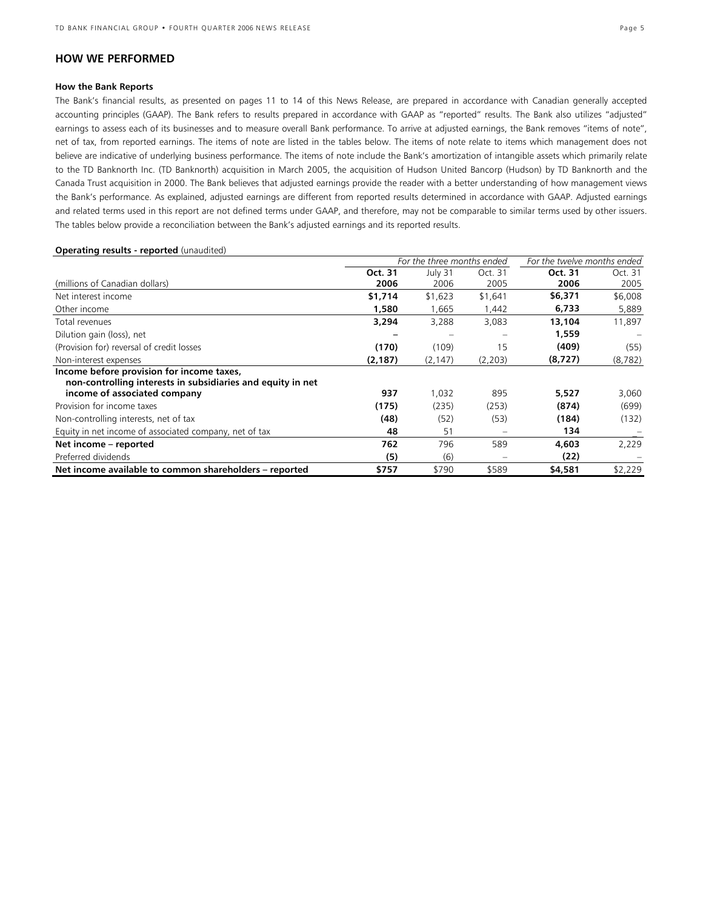## HOW WE PERFORMED

### How the Bank Reports

The Bank's financial results, as presented on pages 11 to 14 of this News Release, are prepared in accordance with Canadian generally accepted accounting principles (GAAP). The Bank refers to results prepared in accordance with GAAP as "reported" results. The Bank also utilizes "adjusted" earnings to assess each of its businesses and to measure overall Bank performance. To arrive at adjusted earnings, the Bank removes "items of note", net of tax, from reported earnings. The items of note are listed in the tables below. The items of note relate to items which management does not believe are indicative of underlying business performance. The items of note include the Bank's amortization of intangible assets which primarily relate to the TD Banknorth Inc. (TD Banknorth) acquisition in March 2005, the acquisition of Hudson United Bancorp (Hudson) by TD Banknorth and the Canada Trust acquisition in 2000. The Bank believes that adjusted earnings provide the reader with a better understanding of how management views the Bank's performance. As explained, adjusted earnings are different from reported results determined in accordance with GAAP. Adjusted earnings and related terms used in this report are not defined terms under GAAP, and therefore, may not be comparable to similar terms used by other issuers. The tables below provide a reconciliation between the Bank's adjusted earnings and its reported results.

**Operating results - reported** (unaudited)

| | *For the three months ended* | | | *For the twelve months ended* | |
|---|---|---|---|---|---|
| (millions of Canadian dollars) | **Oct. 31 2006** | July 31 2006 | Oct. 31 2005 | **Oct. 31 2006** | Oct. 31 2005 |
| Net interest income | **$1,714** | $1,623 | $1,641 | **$6,371** | $6,008 |
| Other income | **1,580** | 1,665 | 1,442 | **6,733** | 5,889 |
| Total revenues | **3,294** | 3,288 | 3,083 | **13,104** | 11,897 |
| Dilution gain (loss), net | **–** | – | – | **1,559** | – |
| (Provision for) reversal of credit losses | **(170)** | (109) | 15 | **(409)** | (55) |
| Non-interest expenses | **(2,187)** | (2,147) | (2,203) | **(8,727)** | (8,782) |
| **Income before provision for income taxes, non-controlling interests in subsidiaries and equity in net income of associated company** | **937** | 1,032 | 895 | **5,527** | 3,060 |
| Provision for income taxes | **(175)** | (235) | (253) | **(874)** | (699) |
| Non-controlling interests, net of tax | **(48)** | (52) | (53) | **(184)** | (132) |
| Equity in net income of associated company, net of tax | **48** | 51 | – | **134** | – |
| **Net income – reported** | **762** | 796 | 589 | **4,603** | 2,229 |
| Preferred dividends | **(5)** | (6) | – | **(22)** | – |
| **Net income available to common shareholders – reported** | **$757** | $790 | $589 | **$4,581** | $2,229 |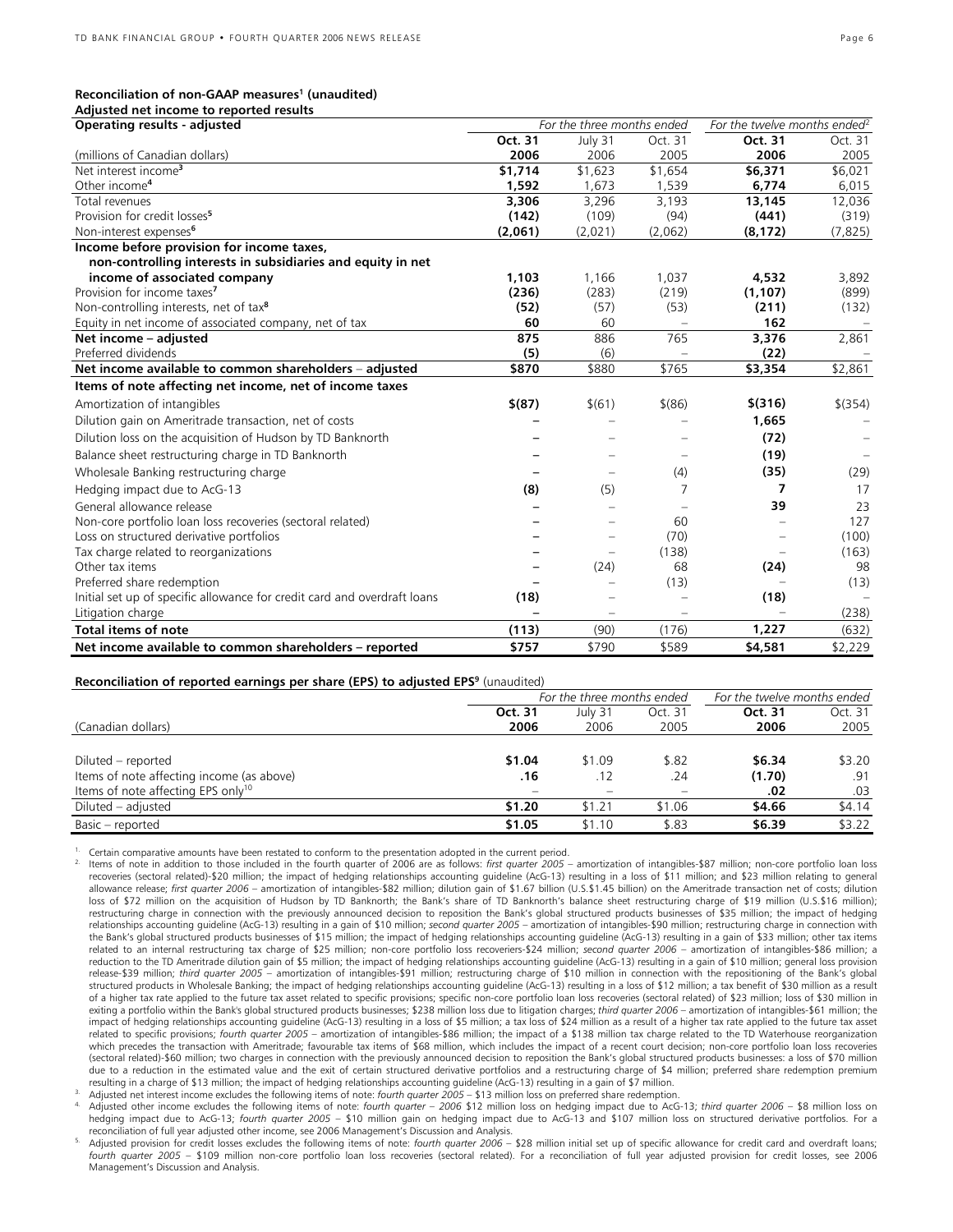**Reconciliation of non-GAAP measures[1] (unaudited)**
**Adjusted net income to reported results**

| Operating results - adjusted | For the three months ended | | | For the twelve months ended[2] | |
|---|---|---|---|---|---|
| | **Oct. 31** | July 31 | Oct. 31 | **Oct. 31** | Oct. 31 |
| (millions of Canadian dollars) | **2006** | 2006 | 2005 | **2006** | 2005 |
| Net interest income[3] | **$1,714** | $1,623 | $1,654 | **$6,371** | $6,021 |
| Other income[4] | **1,592** | 1,673 | 1,539 | **6,774** | 6,015 |
| Total revenues | **3,306** | 3,296 | 3,193 | **13,145** | 12,036 |
| Provision for credit losses[5] | **(142)** | (109) | (94) | **(441)** | (319) |
| Non-interest expenses[6] | **(2,061)** | (2,021) | (2,062) | **(8,172)** | (7,825) |
| **Income before provision for income taxes, non-controlling interests in subsidiaries and equity in net income of associated company** | **1,103** | 1,166 | 1,037 | **4,532** | 3,892 |
| Provision for income taxes[7] | **(236)** | (283) | (219) | **(1,107)** | (899) |
| Non-controlling interests, net of tax[8] | **(52)** | (57) | (53) | **(211)** | (132) |
| Equity in net income of associated company, net of tax | **60** | 60 | – | **162** | – |
| **Net income – adjusted** | **875** | 886 | 765 | **3,376** | 2,861 |
| Preferred dividends | **(5)** | (6) | – | **(22)** | – |
| **Net income available to common shareholders – adjusted** | **$870** | $880 | $765 | **$3,354** | $2,861 |
| **Items of note affecting net income, net of income taxes** | | | | | |
| Amortization of intangibles | **$(87)** | $(61) | $(86) | **$(316)** | $(354) |
| Dilution gain on Ameritrade transaction, net of costs | **–** | – | – | **1,665** | – |
| Dilution loss on the acquisition of Hudson by TD Banknorth | **–** | – | – | **(72)** | – |
| Balance sheet restructuring charge in TD Banknorth | **–** | – | – | **(19)** | – |
| Wholesale Banking restructuring charge | **–** | – | (4) | **(35)** | (29) |
| Hedging impact due to AcG-13 | **(8)** | (5) | 7 | **7** | 17 |
| General allowance release | **–** | – | – | **39** | 23 |
| Non-core portfolio loan loss recoveries (sectoral related) | **–** | – | 60 | – | 127 |
| Loss on structured derivative portfolios | **–** | – | (70) | – | (100) |
| Tax charge related to reorganizations | **–** | – | (138) | – | (163) |
| Other tax items | **–** | (24) | 68 | **(24)** | 98 |
| Preferred share redemption | **–** | – | (13) | – | (13) |
| Initial set up of specific allowance for credit card and overdraft loans | **(18)** | – | – | **(18)** | – |
| Litigation charge | **–** | – | – | – | (238) |
| **Total items of note** | **(113)** | (90) | (176) | **1,227** | (632) |
| **Net income available to common shareholders – reported** | **$757** | $790 | $589 | **$4,581** | $2,229 |

**Reconciliation of reported earnings per share (EPS) to adjusted EPS[9]** (unaudited)

| | For the three months ended | | | For the twelve months ended | |
|---|---|---|---|---|---|
| | **Oct. 31** | July 31 | Oct. 31 | **Oct. 31** | Oct. 31 |
| (Canadian dollars) | **2006** | 2006 | 2005 | **2006** | 2005 |
| Diluted – reported | **$1.04** | $1.09 | $.82 | **$6.34** | $3.20 |
| Items of note affecting income (as above) | **.16** | .12 | .24 | **(1.70)** | .91 |
| Items of note affecting EPS only[10] | – | – | – | **.02** | .03 |
| Diluted – adjusted | **$1.20** | $1.21 | $1.06 | **$4.66** | $4.14 |
| Basic – reported | **$1.05** | $1.10 | $.83 | **$6.39** | $3.22 |

1. Certain comparative amounts have been restated to conform to the presentation adopted in the current period.
2. Items of note in addition to those included in the fourth quarter of 2006 are as follows: *first quarter 2005* – amortization of intangibles-$87 million; non-core portfolio loan loss recoveries (sectoral related)-$20 million; the impact of hedging relationships accounting guideline (AcG-13) resulting in a loss of $11 million; and $23 million relating to general allowance release; *first quarter 2006* – amortization of intangibles-$82 million; dilution gain of $1.67 billion (U.S.$1.45 billion) on the Ameritrade transaction net of costs; dilution loss of $72 million on the acquisition of Hudson by TD Banknorth; the Bank's share of TD Banknorth's balance sheet restructuring charge of $19 million (U.S.$16 million); restructuring charge in connection with the previously announced decision to reposition the Bank's global structured products businesses of $35 million; the impact of hedging relationships accounting guideline (AcG-13) resulting in a gain of $10 million; *second quarter 2005* – amortization of intangibles-$90 million; restructuring charge in connection with the Bank's global structured products businesses of $15 million; the impact of hedging relationships accounting guideline (AcG-13) resulting in a gain of $33 million; other tax items related to an internal restructuring tax charge of $25 million; non-core portfolio loss recoveriers-$24 million; *second quarter 2006* – amortization of intangibles-$86 million; a reduction to the TD Ameritrade dilution gain of $5 million; the impact of hedging relationships accounting guideline (AcG-13) resulting in a gain of $10 million; general loss provision release-$39 million; *third quarter 2005* – amortization of intangibles-$91 million; restructuring charge of $10 million in connection with the repositioning of the Bank's global structured products in Wholesale Banking; the impact of hedging relationships accounting guideline (AcG-13) resulting in a loss of $12 million; a tax benefit of $30 million as a result of a higher tax rate applied to the future tax asset related to specific provisions; specific non-core portfolio loan loss recoveries (sectoral related) of $23 million; loss of $30 million in exiting a portfolio within the Bank's global structured products businesses; $238 million loss due to litigation charges; *third quarter 2006* – amortization of intangibles-$61 million; the impact of hedging relationships accounting guideline (AcG-13) resulting in a loss of $5 million; a tax loss of $24 million as a result of a higher tax rate applied to the future tax asset related to specific provisions; *fourth quarter 2005* – amortization of intangibles-$86 million; the impact of a $138 million tax charge related to the TD Waterhouse reorganization which precedes the transaction with Ameritrade; favourable tax items of $68 million, which includes the impact of a recent court decision; non-core portfolio loan loss recoveries (sectoral related)-$60 million; two charges in connection with the previously announced decision to reposition the Bank's global structured products businesses: a loss of $70 million due to a reduction in the estimated value and the exit of certain structured derivative portfolios and a restructuring charge of $4 million; preferred share redemption premium resulting in a charge of $13 million; the impact of hedging relationships accounting guideline (AcG-13) resulting in a gain of $7 million.
3. Adjusted net interest income excludes the following items of note: *fourth quarter 2005* – $13 million loss on preferred share redemption.
4. Adjusted other income excludes the following items of note: *fourth quarter – 2006* $12 million loss on hedging impact due to AcG-13; *third quarter 2006* – $8 million loss on hedging impact due to AcG-13; *fourth quarter 2005* – $10 million gain on hedging impact due to AcG-13 and $107 million loss on structured derivative portfolios. For a reconciliation of full year adjusted other income, see 2006 Management's Discussion and Analysis.
5. Adjusted provision for credit losses excludes the following items of note: *fourth quarter 2006* – $28 million initial set up of specific allowance for credit card and overdraft loans; *fourth quarter 2005* – $109 million non-core portfolio loan loss recoveries (sectoral related). For a reconciliation of full year adjusted provision for credit losses, see 2006 Management's Discussion and Analysis.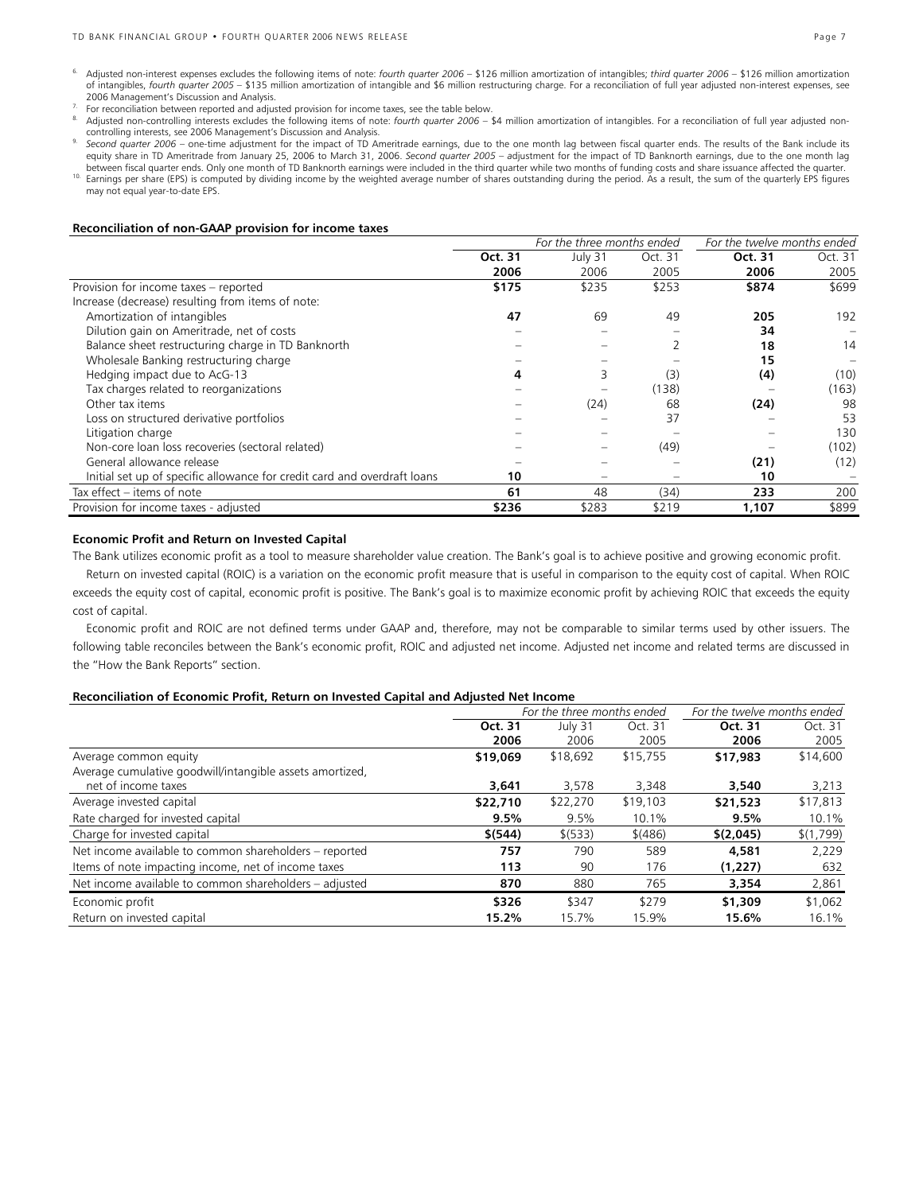[6] Adjusted non-interest expenses excludes the following items of note: *fourth quarter 2006* – $126 million amortization of intangibles; *third quarter 2006* – $126 million amortization of intangibles, *fourth quarter 2005* – $135 million amortization of intangible and $6 million restructuring charge. For a reconciliation of full year adjusted non-interest expenses, see 2006 Management's Discussion and Analysis.

[7] For reconciliation between reported and adjusted provision for income taxes, see the table below.

[8] Adjusted non-controlling interests excludes the following items of note: *fourth quarter 2006* – $4 million amortization of intangibles. For a reconciliation of full year adjusted non-controlling interests, see 2006 Management's Discussion and Analysis.

[9] *Second quarter 2006* – one-time adjustment for the impact of TD Ameritrade earnings, due to the one month lag between fiscal quarter ends. The results of the Bank include its equity share in TD Ameritrade from January 25, 2006 to March 31, 2006. *Second quarter 2005* – adjustment for the impact of TD Banknorth earnings, due to the one month lag between fiscal quarter ends. Only one month of TD Banknorth earnings were included in the third quarter while two months of funding costs and share issuance affected the quarter.

[10] Earnings per share (EPS) is computed by dividing income by the weighted average number of shares outstanding during the period. As a result, the sum of the quarterly EPS figures may not equal year-to-date EPS.

**Reconciliation of non-GAAP provision for income taxes**

| | *For the three months ended* | | | *For the twelve months ended* | |
|---|---|---|---|---|---|
| | **Oct. 31 2006** | July 31 2006 | Oct. 31 2005 | **Oct. 31 2006** | Oct. 31 2005 |
| Provision for income taxes – reported | **$175** | $235 | $253 | **$874** | $699 |
| Increase (decrease) resulting from items of note: | | | | | |
| Amortization of intangibles | **47** | 69 | 49 | **205** | 192 |
| Dilution gain on Ameritrade, net of costs | – | – | – | **34** | – |
| Balance sheet restructuring charge in TD Banknorth | – | – | 2 | **18** | 14 |
| Wholesale Banking restructuring charge | – | – | – | **15** | – |
| Hedging impact due to AcG-13 | **4** | 3 | (3) | **(4)** | (10) |
| Tax charges related to reorganizations | – | – | (138) | – | (163) |
| Other tax items | – | (24) | 68 | **(24)** | 98 |
| Loss on structured derivative portfolios | – | – | 37 | – | 53 |
| Litigation charge | – | – | – | – | 130 |
| Non-core loan loss recoveries (sectoral related) | – | – | (49) | – | (102) |
| General allowance release | – | – | – | **(21)** | (12) |
| Initial set up of specific allowance for credit card and overdraft loans | **10** | – | – | **10** | – |
| Tax effect – items of note | **61** | 48 | (34) | **233** | 200 |
| Provision for income taxes - adjusted | **$236** | $283 | $219 | **1,107** | $899 |

**Economic Profit and Return on Invested Capital**

The Bank utilizes economic profit as a tool to measure shareholder value creation. The Bank's goal is to achieve positive and growing economic profit.

Return on invested capital (ROIC) is a variation on the economic profit measure that is useful in comparison to the equity cost of capital. When ROIC exceeds the equity cost of capital, economic profit is positive. The Bank's goal is to maximize economic profit by achieving ROIC that exceeds the equity cost of capital.

Economic profit and ROIC are not defined terms under GAAP and, therefore, may not be comparable to similar terms used by other issuers. The following table reconciles between the Bank's economic profit, ROIC and adjusted net income. Adjusted net income and related terms are discussed in the "How the Bank Reports" section.

**Reconciliation of Economic Profit, Return on Invested Capital and Adjusted Net Income**

| | *For the three months ended* | | | *For the twelve months ended* | |
|---|---|---|---|---|---|
| | **Oct. 31 2006** | July 31 2006 | Oct. 31 2005 | **Oct. 31 2006** | Oct. 31 2005 |
| Average common equity | **$19,069** | $18,692 | $15,755 | **$17,983** | $14,600 |
| Average cumulative goodwill/intangible assets amortized, net of income taxes | **3,641** | 3,578 | 3,348 | **3,540** | 3,213 |
| Average invested capital | **$22,710** | $22,270 | $19,103 | **$21,523** | $17,813 |
| Rate charged for invested capital | **9.5%** | 9.5% | 10.1% | **9.5%** | 10.1% |
| Charge for invested capital | **$(544)** | $(533) | $(486) | **$(2,045)** | $(1,799) |
| Net income available to common shareholders – reported | **757** | 790 | 589 | **4,581** | 2,229 |
| Items of note impacting income, net of income taxes | **113** | 90 | 176 | **(1,227)** | 632 |
| Net income available to common shareholders – adjusted | **870** | 880 | 765 | **3,354** | 2,861 |
| Economic profit | **$326** | $347 | $279 | **$1,309** | $1,062 |
| Return on invested capital | **15.2%** | 15.7% | 15.9% | **15.6%** | 16.1% |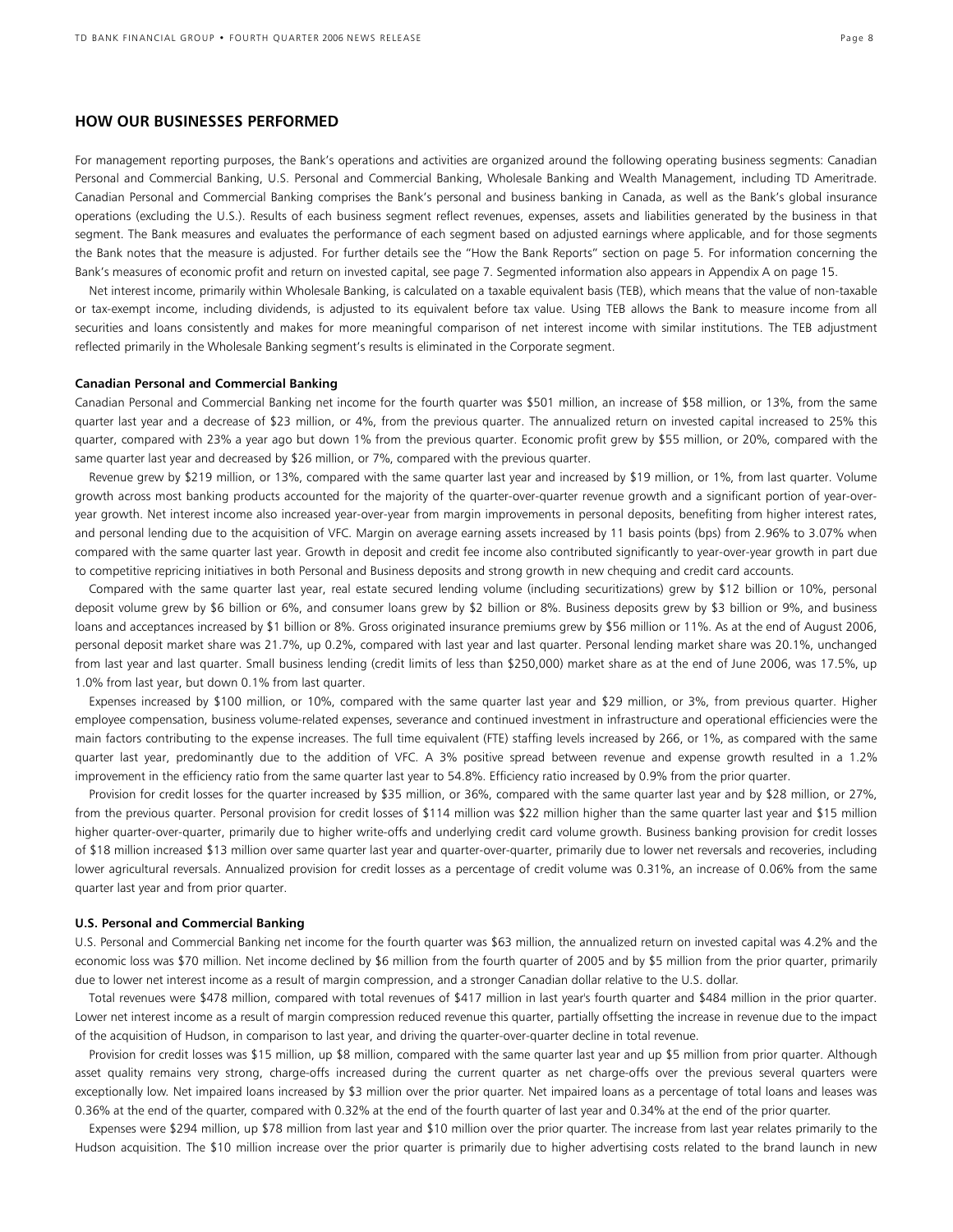## HOW OUR BUSINESSES PERFORMED

For management reporting purposes, the Bank's operations and activities are organized around the following operating business segments: Canadian Personal and Commercial Banking, U.S. Personal and Commercial Banking, Wholesale Banking and Wealth Management, including TD Ameritrade. Canadian Personal and Commercial Banking comprises the Bank's personal and business banking in Canada, as well as the Bank's global insurance operations (excluding the U.S.). Results of each business segment reflect revenues, expenses, assets and liabilities generated by the business in that segment. The Bank measures and evaluates the performance of each segment based on adjusted earnings where applicable, and for those segments the Bank notes that the measure is adjusted. For further details see the "How the Bank Reports" section on page 5. For information concerning the Bank's measures of economic profit and return on invested capital, see page 7. Segmented information also appears in Appendix A on page 15.

Net interest income, primarily within Wholesale Banking, is calculated on a taxable equivalent basis (TEB), which means that the value of non-taxable or tax-exempt income, including dividends, is adjusted to its equivalent before tax value. Using TEB allows the Bank to measure income from all securities and loans consistently and makes for more meaningful comparison of net interest income with similar institutions. The TEB adjustment reflected primarily in the Wholesale Banking segment's results is eliminated in the Corporate segment.

**Canadian Personal and Commercial Banking**

Canadian Personal and Commercial Banking net income for the fourth quarter was $501 million, an increase of $58 million, or 13%, from the same quarter last year and a decrease of $23 million, or 4%, from the previous quarter. The annualized return on invested capital increased to 25% this quarter, compared with 23% a year ago but down 1% from the previous quarter. Economic profit grew by $55 million, or 20%, compared with the same quarter last year and decreased by $26 million, or 7%, compared with the previous quarter.

Revenue grew by $219 million, or 13%, compared with the same quarter last year and increased by $19 million, or 1%, from last quarter. Volume growth across most banking products accounted for the majority of the quarter-over-quarter revenue growth and a significant portion of year-over-year growth. Net interest income also increased year-over-year from margin improvements in personal deposits, benefiting from higher interest rates, and personal lending due to the acquisition of VFC. Margin on average earning assets increased by 11 basis points (bps) from 2.96% to 3.07% when compared with the same quarter last year. Growth in deposit and credit fee income also contributed significantly to year-over-year growth in part due to competitive repricing initiatives in both Personal and Business deposits and strong growth in new chequing and credit card accounts.

Compared with the same quarter last year, real estate secured lending volume (including securitizations) grew by $12 billion or 10%, personal deposit volume grew by $6 billion or 6%, and consumer loans grew by $2 billion or 8%. Business deposits grew by $3 billion or 9%, and business loans and acceptances increased by $1 billion or 8%. Gross originated insurance premiums grew by $56 million or 11%. As at the end of August 2006, personal deposit market share was 21.7%, up 0.2%, compared with last year and last quarter. Personal lending market share was 20.1%, unchanged from last year and last quarter. Small business lending (credit limits of less than $250,000) market share as at the end of June 2006, was 17.5%, up 1.0% from last year, but down 0.1% from last quarter.

Expenses increased by $100 million, or 10%, compared with the same quarter last year and $29 million, or 3%, from previous quarter. Higher employee compensation, business volume-related expenses, severance and continued investment in infrastructure and operational efficiencies were the main factors contributing to the expense increases. The full time equivalent (FTE) staffing levels increased by 266, or 1%, as compared with the same quarter last year, predominantly due to the addition of VFC. A 3% positive spread between revenue and expense growth resulted in a 1.2% improvement in the efficiency ratio from the same quarter last year to 54.8%. Efficiency ratio increased by 0.9% from the prior quarter.

Provision for credit losses for the quarter increased by $35 million, or 36%, compared with the same quarter last year and by $28 million, or 27%, from the previous quarter. Personal provision for credit losses of $114 million was $22 million higher than the same quarter last year and $15 million higher quarter-over-quarter, primarily due to higher write-offs and underlying credit card volume growth. Business banking provision for credit losses of $18 million increased $13 million over same quarter last year and quarter-over-quarter, primarily due to lower net reversals and recoveries, including lower agricultural reversals. Annualized provision for credit losses as a percentage of credit volume was 0.31%, an increase of 0.06% from the same quarter last year and from prior quarter.

**U.S. Personal and Commercial Banking**

U.S. Personal and Commercial Banking net income for the fourth quarter was $63 million, the annualized return on invested capital was 4.2% and the economic loss was $70 million. Net income declined by $6 million from the fourth quarter of 2005 and by $5 million from the prior quarter, primarily due to lower net interest income as a result of margin compression, and a stronger Canadian dollar relative to the U.S. dollar.

Total revenues were $478 million, compared with total revenues of $417 million in last year's fourth quarter and $484 million in the prior quarter. Lower net interest income as a result of margin compression reduced revenue this quarter, partially offsetting the increase in revenue due to the impact of the acquisition of Hudson, in comparison to last year, and driving the quarter-over-quarter decline in total revenue.

Provision for credit losses was $15 million, up $8 million, compared with the same quarter last year and up $5 million from prior quarter. Although asset quality remains very strong, charge-offs increased during the current quarter as net charge-offs over the previous several quarters were exceptionally low. Net impaired loans increased by $3 million over the prior quarter. Net impaired loans as a percentage of total loans and leases was 0.36% at the end of the quarter, compared with 0.32% at the end of the fourth quarter of last year and 0.34% at the end of the prior quarter.

Expenses were $294 million, up $78 million from last year and $10 million over the prior quarter. The increase from last year relates primarily to the Hudson acquisition. The $10 million increase over the prior quarter is primarily due to higher advertising costs related to the brand launch in new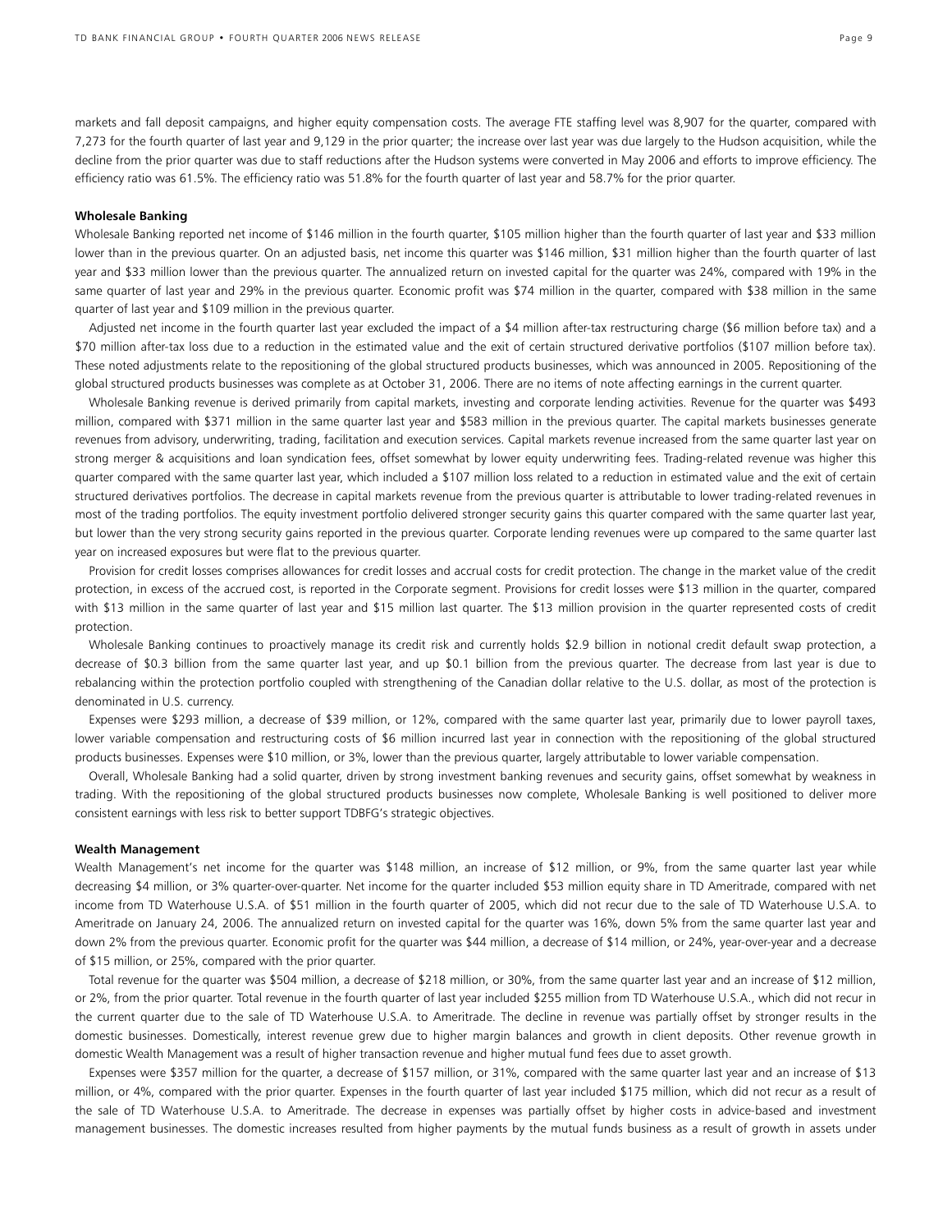markets and fall deposit campaigns, and higher equity compensation costs. The average FTE staffing level was 8,907 for the quarter, compared with 7,273 for the fourth quarter of last year and 9,129 in the prior quarter; the increase over last year was due largely to the Hudson acquisition, while the decline from the prior quarter was due to staff reductions after the Hudson systems were converted in May 2006 and efforts to improve efficiency. The efficiency ratio was 61.5%. The efficiency ratio was 51.8% for the fourth quarter of last year and 58.7% for the prior quarter.

**Wholesale Banking**

Wholesale Banking reported net income of $146 million in the fourth quarter, $105 million higher than the fourth quarter of last year and $33 million lower than in the previous quarter. On an adjusted basis, net income this quarter was $146 million, $31 million higher than the fourth quarter of last year and $33 million lower than the previous quarter. The annualized return on invested capital for the quarter was 24%, compared with 19% in the same quarter of last year and 29% in the previous quarter. Economic profit was $74 million in the quarter, compared with $38 million in the same quarter of last year and $109 million in the previous quarter.

Adjusted net income in the fourth quarter last year excluded the impact of a $4 million after-tax restructuring charge ($6 million before tax) and a $70 million after-tax loss due to a reduction in the estimated value and the exit of certain structured derivative portfolios ($107 million before tax). These noted adjustments relate to the repositioning of the global structured products businesses, which was announced in 2005. Repositioning of the global structured products businesses was complete as at October 31, 2006. There are no items of note affecting earnings in the current quarter.

Wholesale Banking revenue is derived primarily from capital markets, investing and corporate lending activities. Revenue for the quarter was $493 million, compared with $371 million in the same quarter last year and $583 million in the previous quarter. The capital markets businesses generate revenues from advisory, underwriting, trading, facilitation and execution services. Capital markets revenue increased from the same quarter last year on strong merger & acquisitions and loan syndication fees, offset somewhat by lower equity underwriting fees. Trading-related revenue was higher this quarter compared with the same quarter last year, which included a $107 million loss related to a reduction in estimated value and the exit of certain structured derivatives portfolios. The decrease in capital markets revenue from the previous quarter is attributable to lower trading-related revenues in most of the trading portfolios. The equity investment portfolio delivered stronger security gains this quarter compared with the same quarter last year, but lower than the very strong security gains reported in the previous quarter. Corporate lending revenues were up compared to the same quarter last year on increased exposures but were flat to the previous quarter.

Provision for credit losses comprises allowances for credit losses and accrual costs for credit protection. The change in the market value of the credit protection, in excess of the accrued cost, is reported in the Corporate segment. Provisions for credit losses were $13 million in the quarter, compared with $13 million in the same quarter of last year and $15 million last quarter. The $13 million provision in the quarter represented costs of credit protection.

Wholesale Banking continues to proactively manage its credit risk and currently holds $2.9 billion in notional credit default swap protection, a decrease of $0.3 billion from the same quarter last year, and up $0.1 billion from the previous quarter. The decrease from last year is due to rebalancing within the protection portfolio coupled with strengthening of the Canadian dollar relative to the U.S. dollar, as most of the protection is denominated in U.S. currency.

Expenses were $293 million, a decrease of $39 million, or 12%, compared with the same quarter last year, primarily due to lower payroll taxes, lower variable compensation and restructuring costs of $6 million incurred last year in connection with the repositioning of the global structured products businesses. Expenses were $10 million, or 3%, lower than the previous quarter, largely attributable to lower variable compensation.

Overall, Wholesale Banking had a solid quarter, driven by strong investment banking revenues and security gains, offset somewhat by weakness in trading. With the repositioning of the global structured products businesses now complete, Wholesale Banking is well positioned to deliver more consistent earnings with less risk to better support TDBFG's strategic objectives.

**Wealth Management**

Wealth Management's net income for the quarter was $148 million, an increase of $12 million, or 9%, from the same quarter last year while decreasing $4 million, or 3% quarter-over-quarter. Net income for the quarter included $53 million equity share in TD Ameritrade, compared with net income from TD Waterhouse U.S.A. of $51 million in the fourth quarter of 2005, which did not recur due to the sale of TD Waterhouse U.S.A. to Ameritrade on January 24, 2006. The annualized return on invested capital for the quarter was 16%, down 5% from the same quarter last year and down 2% from the previous quarter. Economic profit for the quarter was $44 million, a decrease of $14 million, or 24%, year-over-year and a decrease of $15 million, or 25%, compared with the prior quarter.

Total revenue for the quarter was $504 million, a decrease of $218 million, or 30%, from the same quarter last year and an increase of $12 million, or 2%, from the prior quarter. Total revenue in the fourth quarter of last year included $255 million from TD Waterhouse U.S.A., which did not recur in the current quarter due to the sale of TD Waterhouse U.S.A. to Ameritrade. The decline in revenue was partially offset by stronger results in the domestic businesses. Domestically, interest revenue grew due to higher margin balances and growth in client deposits. Other revenue growth in domestic Wealth Management was a result of higher transaction revenue and higher mutual fund fees due to asset growth.

Expenses were $357 million for the quarter, a decrease of $157 million, or 31%, compared with the same quarter last year and an increase of $13 million, or 4%, compared with the prior quarter. Expenses in the fourth quarter of last year included $175 million, which did not recur as a result of the sale of TD Waterhouse U.S.A. to Ameritrade. The decrease in expenses was partially offset by higher costs in advice-based and investment management businesses. The domestic increases resulted from higher payments by the mutual funds business as a result of growth in assets under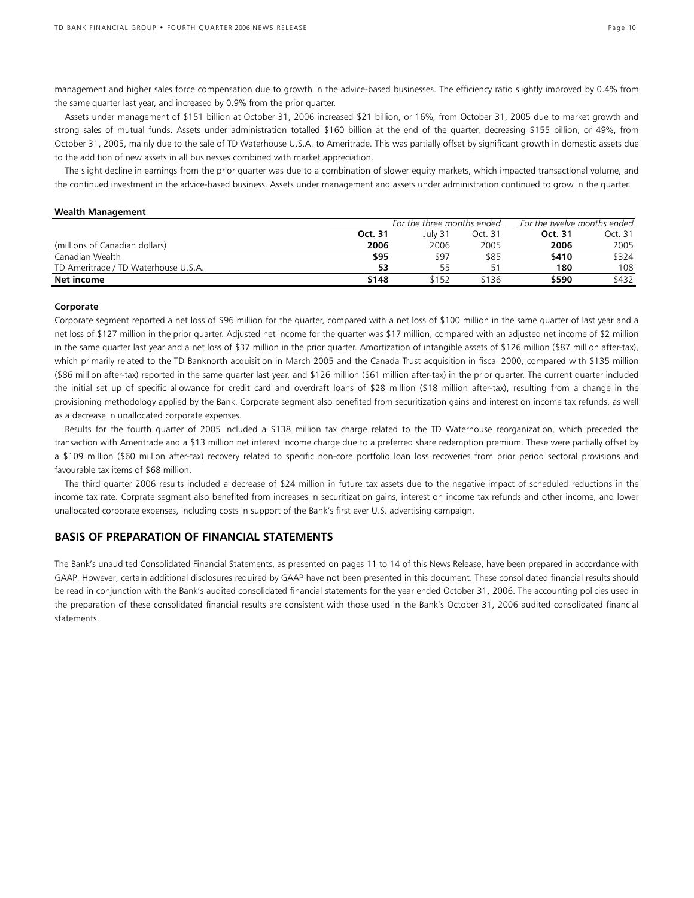management and higher sales force compensation due to growth in the advice-based businesses. The efficiency ratio slightly improved by 0.4% from the same quarter last year, and increased by 0.9% from the prior quarter.

Assets under management of $151 billion at October 31, 2006 increased $21 billion, or 16%, from October 31, 2005 due to market growth and strong sales of mutual funds. Assets under administration totalled $160 billion at the end of the quarter, decreasing $155 billion, or 49%, from October 31, 2005, mainly due to the sale of TD Waterhouse U.S.A. to Ameritrade. This was partially offset by significant growth in domestic assets due to the addition of new assets in all businesses combined with market appreciation.

The slight decline in earnings from the prior quarter was due to a combination of slower equity markets, which impacted transactional volume, and the continued investment in the advice-based business. Assets under management and assets under administration continued to grow in the quarter.

**Wealth Management**

| | *For the three months ended* | | | *For the twelve months ended* | |
|---|---|---|---|---|---|
| | **Oct. 31** | July 31 | Oct. 31 | **Oct. 31** | Oct. 31 |
| (millions of Canadian dollars) | **2006** | 2006 | 2005 | **2006** | 2005 |
| Canadian Wealth | **$95** | $97 | $85 | **$410** | $324 |
| TD Ameritrade / TD Waterhouse U.S.A. | **53** | 55 | 51 | **180** | 108 |
| **Net income** | **$148** | $152 | $136 | **$590** | $432 |

**Corporate**

Corporate segment reported a net loss of $96 million for the quarter, compared with a net loss of $100 million in the same quarter of last year and a net loss of $127 million in the prior quarter. Adjusted net income for the quarter was $17 million, compared with an adjusted net income of $2 million in the same quarter last year and a net loss of $37 million in the prior quarter. Amortization of intangible assets of $126 million ($87 million after-tax), which primarily related to the TD Banknorth acquisition in March 2005 and the Canada Trust acquisition in fiscal 2000, compared with $135 million ($86 million after-tax) reported in the same quarter last year, and $126 million ($61 million after-tax) in the prior quarter. The current quarter included the initial set up of specific allowance for credit card and overdraft loans of $28 million ($18 million after-tax), resulting from a change in the provisioning methodology applied by the Bank. Corporate segment also benefited from securitization gains and interest on income tax refunds, as well as a decrease in unallocated corporate expenses.

Results for the fourth quarter of 2005 included a $138 million tax charge related to the TD Waterhouse reorganization, which preceded the transaction with Ameritrade and a $13 million net interest income charge due to a preferred share redemption premium. These were partially offset by a $109 million ($60 million after-tax) recovery related to specific non-core portfolio loan loss recoveries from prior period sectoral provisions and favourable tax items of $68 million.

The third quarter 2006 results included a decrease of $24 million in future tax assets due to the negative impact of scheduled reductions in the income tax rate. Corprate segment also benefited from increases in securitization gains, interest on income tax refunds and other income, and lower unallocated corporate expenses, including costs in support of the Bank's first ever U.S. advertising campaign.

## BASIS OF PREPARATION OF FINANCIAL STATEMENTS

The Bank's unaudited Consolidated Financial Statements, as presented on pages 11 to 14 of this News Release, have been prepared in accordance with GAAP. However, certain additional disclosures required by GAAP have not been presented in this document. These consolidated financial results should be read in conjunction with the Bank's audited consolidated financial statements for the year ended October 31, 2006. The accounting policies used in the preparation of these consolidated financial results are consistent with those used in the Bank's October 31, 2006 audited consolidated financial statements.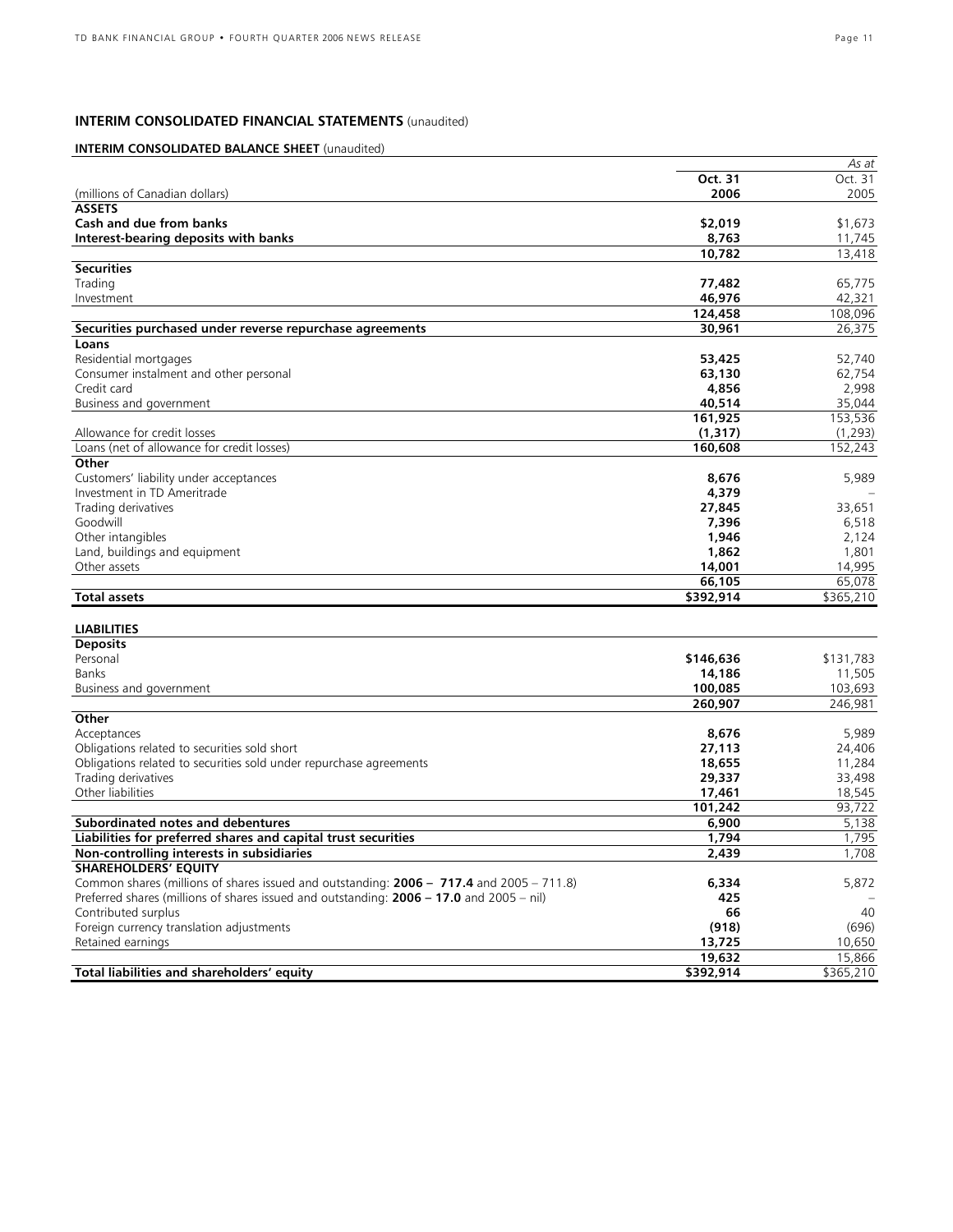## INTERIM CONSOLIDATED FINANCIAL STATEMENTS (unaudited)

### INTERIM CONSOLIDATED BALANCE SHEET (unaudited)

| | | *As at* |
|---|---|---|
| | **Oct. 31** | Oct. 31 |
| (millions of Canadian dollars) | **2006** | 2005 |
| **ASSETS** | | |
| **Cash and due from banks** | **$2,019** | $1,673 |
| **Interest-bearing deposits with banks** | **8,763** | 11,745 |
| | **10,782** | 13,418 |
| **Securities** | | |
| Trading | **77,482** | 65,775 |
| Investment | **46,976** | 42,321 |
| | **124,458** | 108,096 |
| **Securities purchased under reverse repurchase agreements** | **30,961** | 26,375 |
| **Loans** | | |
| Residential mortgages | **53,425** | 52,740 |
| Consumer instalment and other personal | **63,130** | 62,754 |
| Credit card | **4,856** | 2,998 |
| Business and government | **40,514** | 35,044 |
| | **161,925** | 153,536 |
| Allowance for credit losses | **(1,317)** | (1,293) |
| Loans (net of allowance for credit losses) | **160,608** | 152,243 |
| **Other** | | |
| Customers' liability under acceptances | **8,676** | 5,989 |
| Investment in TD Ameritrade | **4,379** | – |
| Trading derivatives | **27,845** | 33,651 |
| Goodwill | **7,396** | 6,518 |
| Other intangibles | **1,946** | 2,124 |
| Land, buildings and equipment | **1,862** | 1,801 |
| Other assets | **14,001** | 14,995 |
| | **66,105** | 65,078 |
| **Total assets** | **$392,914** | $365,210 |
| | | |
| **LIABILITIES** | | |
| **Deposits** | | |
| Personal | **$146,636** | $131,783 |
| Banks | **14,186** | 11,505 |
| Business and government | **100,085** | 103,693 |
| | **260,907** | 246,981 |
| **Other** | | |
| Acceptances | **8,676** | 5,989 |
| Obligations related to securities sold short | **27,113** | 24,406 |
| Obligations related to securities sold under repurchase agreements | **18,655** | 11,284 |
| Trading derivatives | **29,337** | 33,498 |
| Other liabilities | **17,461** | 18,545 |
| | **101,242** | 93,722 |
| **Subordinated notes and debentures** | **6,900** | 5,138 |
| **Liabilities for preferred shares and capital trust securities** | **1,794** | 1,795 |
| **Non-controlling interests in subsidiaries** | **2,439** | 1,708 |
| **SHAREHOLDERS' EQUITY** | | |
| Common shares (millions of shares issued and outstanding: **2006 – 717.4** and 2005 – 711.8) | **6,334** | 5,872 |
| Preferred shares (millions of shares issued and outstanding: **2006 – 17.0** and 2005 – nil) | **425** | – |
| Contributed surplus | **66** | 40 |
| Foreign currency translation adjustments | **(918)** | (696) |
| Retained earnings | **13,725** | 10,650 |
| | **19,632** | 15,866 |
| **Total liabilities and shareholders' equity** | **$392,914** | $365,210 |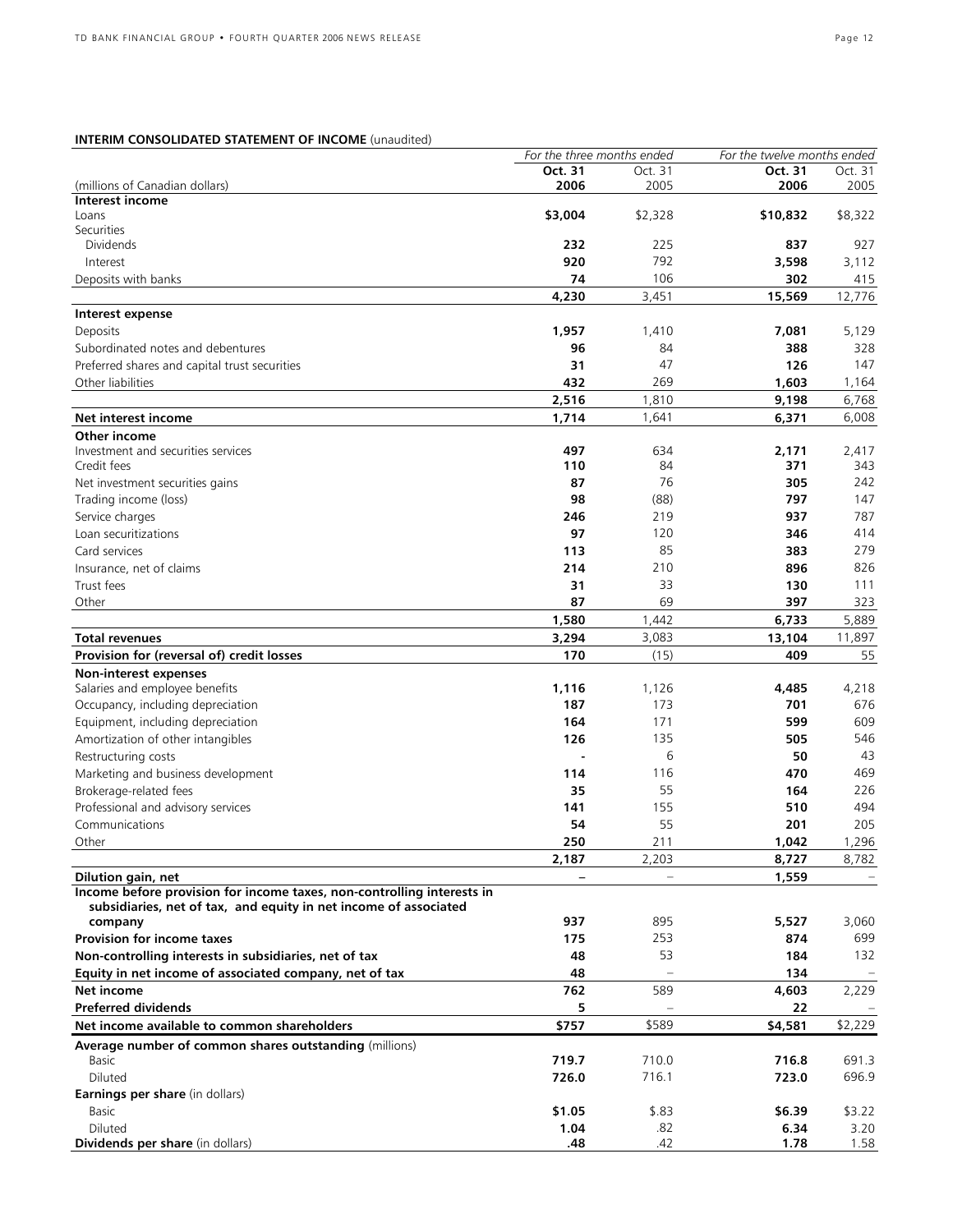**INTERIM CONSOLIDATED STATEMENT OF INCOME** (unaudited)

| | *For the three months ended* | | *For the twelve months ended* | |
|---|---|---|---|---|
| | **Oct. 31** | Oct. 31 | **Oct. 31** | Oct. 31 |
| (millions of Canadian dollars) | **2006** | 2005 | **2006** | 2005 |
| **Interest income** | | | | |
| Loans | **$3,004** | $2,328 | **$10,832** | $8,322 |
| Securities | | | | |
| Dividends | **232** | 225 | **837** | 927 |
| Interest | **920** | 792 | **3,598** | 3,112 |
| Deposits with banks | **74** | 106 | **302** | 415 |
| | **4,230** | 3,451 | **15,569** | 12,776 |
| **Interest expense** | | | | |
| Deposits | **1,957** | 1,410 | **7,081** | 5,129 |
| Subordinated notes and debentures | **96** | 84 | **388** | 328 |
| Preferred shares and capital trust securities | **31** | 47 | **126** | 147 |
| Other liabilities | **432** | 269 | **1,603** | 1,164 |
| | **2,516** | 1,810 | **9,198** | 6,768 |
| **Net interest income** | **1,714** | 1,641 | **6,371** | 6,008 |
| **Other income** | | | | |
| Investment and securities services | **497** | 634 | **2,171** | 2,417 |
| Credit fees | **110** | 84 | **371** | 343 |
| Net investment securities gains | **87** | 76 | **305** | 242 |
| Trading income (loss) | **98** | (88) | **797** | 147 |
| Service charges | **246** | 219 | **937** | 787 |
| Loan securitizations | **97** | 120 | **346** | 414 |
| Card services | **113** | 85 | **383** | 279 |
| Insurance, net of claims | **214** | 210 | **896** | 826 |
| Trust fees | **31** | 33 | **130** | 111 |
| Other | **87** | 69 | **397** | 323 |
| | **1,580** | 1,442 | **6,733** | 5,889 |
| **Total revenues** | **3,294** | 3,083 | **13,104** | 11,897 |
| **Provision for (reversal of) credit losses** | **170** | (15) | **409** | 55 |
| **Non-interest expenses** | | | | |
| Salaries and employee benefits | **1,116** | 1,126 | **4,485** | 4,218 |
| Occupancy, including depreciation | **187** | 173 | **701** | 676 |
| Equipment, including depreciation | **164** | 171 | **599** | 609 |
| Amortization of other intangibles | **126** | 135 | **505** | 546 |
| Restructuring costs | **-** | 6 | **50** | 43 |
| Marketing and business development | **114** | 116 | **470** | 469 |
| Brokerage-related fees | **35** | 55 | **164** | 226 |
| Professional and advisory services | **141** | 155 | **510** | 494 |
| Communications | **54** | 55 | **201** | 205 |
| Other | **250** | 211 | **1,042** | 1,296 |
| | **2,187** | 2,203 | **8,727** | 8,782 |
| **Dilution gain, net** | **–** | – | **1,559** | – |
| **Income before provision for income taxes, non-controlling interests in subsidiaries, net of tax, and equity in net income of associated company** | **937** | 895 | **5,527** | 3,060 |
| **Provision for income taxes** | **175** | 253 | **874** | 699 |
| **Non-controlling interests in subsidiaries, net of tax** | **48** | 53 | **184** | 132 |
| **Equity in net income of associated company, net of tax** | **48** | – | **134** | – |
| **Net income** | **762** | 589 | **4,603** | 2,229 |
| **Preferred dividends** | **5** | – | **22** | – |
| **Net income available to common shareholders** | **$757** | $589 | **$4,581** | $2,229 |
| **Average number of common shares outstanding** (millions) | | | | |
| Basic | **719.7** | 710.0 | **716.8** | 691.3 |
| Diluted | **726.0** | 716.1 | **723.0** | 696.9 |
| **Earnings per share** (in dollars) | | | | |
| Basic | **$1.05** | $.83 | **$6.39** | $3.22 |
| Diluted | **1.04** | .82 | **6.34** | 3.20 |
| **Dividends per share** (in dollars) | **.48** | .42 | **1.78** | 1.58 |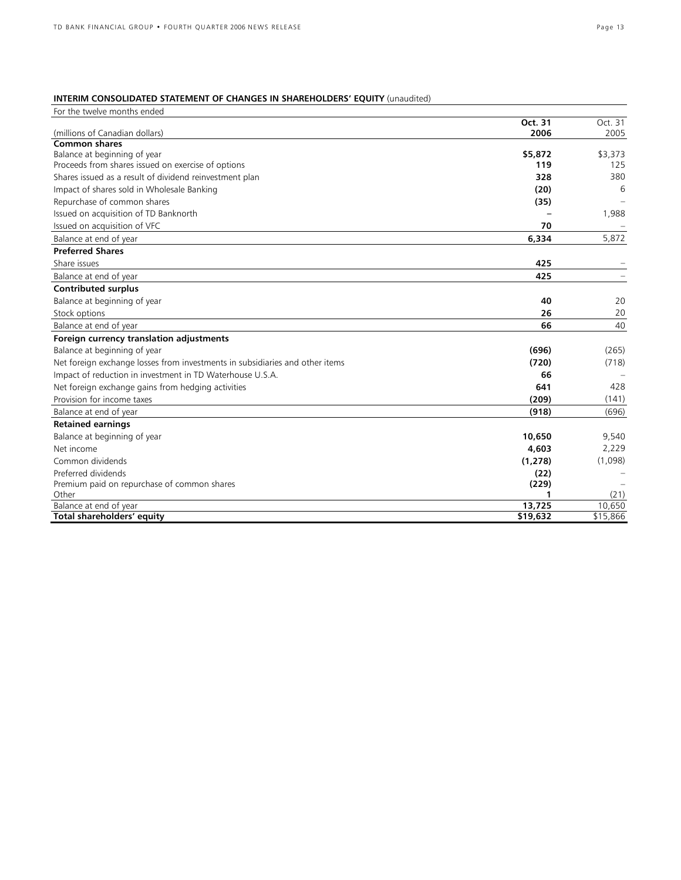**INTERIM CONSOLIDATED STATEMENT OF CHANGES IN SHAREHOLDERS' EQUITY** (unaudited)

| For the twelve months ended | | |
|---|---|---|
| (millions of Canadian dollars) | **Oct. 31 2006** | Oct. 31 2005 |
| **Common shares** | | |
| Balance at beginning of year | **$5,872** | $3,373 |
| Proceeds from shares issued on exercise of options | **119** | 125 |
| Shares issued as a result of dividend reinvestment plan | **328** | 380 |
| Impact of shares sold in Wholesale Banking | **(20)** | 6 |
| Repurchase of common shares | **(35)** | – |
| Issued on acquisition of TD Banknorth | **–** | 1,988 |
| Issued on acquisition of VFC | **70** | – |
| Balance at end of year | **6,334** | 5,872 |
| **Preferred Shares** | | |
| Share issues | **425** | – |
| Balance at end of year | **425** | – |
| **Contributed surplus** | | |
| Balance at beginning of year | **40** | 20 |
| Stock options | **26** | 20 |
| Balance at end of year | **66** | 40 |
| **Foreign currency translation adjustments** | | |
| Balance at beginning of year | **(696)** | (265) |
| Net foreign exchange losses from investments in subsidiaries and other items | **(720)** | (718) |
| Impact of reduction in investment in TD Waterhouse U.S.A. | **66** | – |
| Net foreign exchange gains from hedging activities | **641** | 428 |
| Provision for income taxes | **(209)** | (141) |
| Balance at end of year | **(918)** | (696) |
| **Retained earnings** | | |
| Balance at beginning of year | **10,650** | 9,540 |
| Net income | **4,603** | 2,229 |
| Common dividends | **(1,278)** | (1,098) |
| Preferred dividends | **(22)** | – |
| Premium paid on repurchase of common shares | **(229)** | – |
| Other | **1** | (21) |
| Balance at end of year | **13,725** | 10,650 |
| **Total shareholders' equity** | **$19,632** | $15,866 |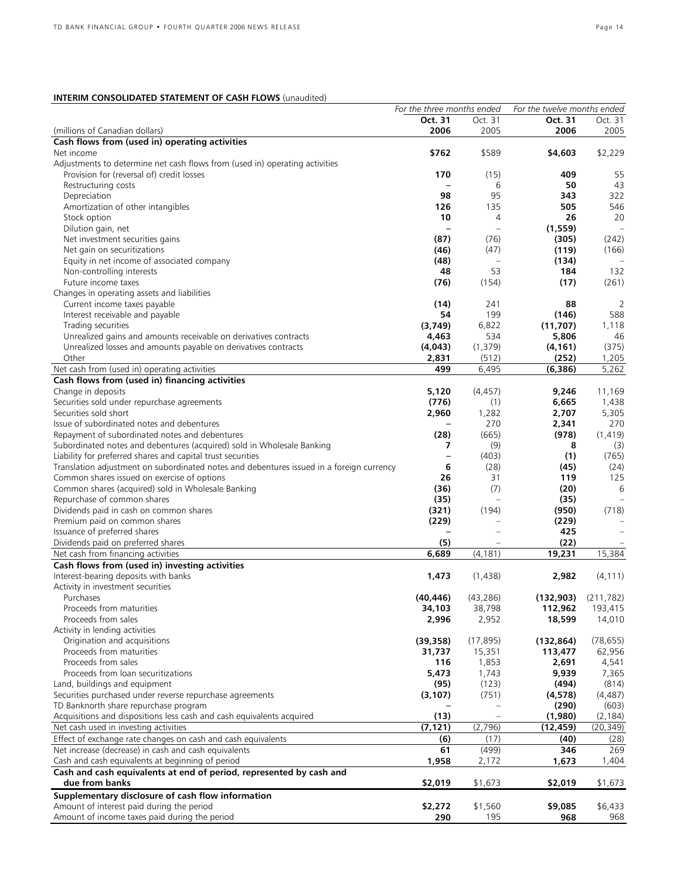**INTERIM CONSOLIDATED STATEMENT OF CASH FLOWS** (unaudited)

| | *For the three months ended* | | *For the twelve months ended* | |
|---|---|---|---|---|
| | **Oct. 31** | Oct. 31 | **Oct. 31** | Oct. 31 |
| (millions of Canadian dollars) | **2006** | 2005 | **2006** | 2005 |
| **Cash flows from (used in) operating activities** | | | | |
| Net income | **$762** | $589 | **$4,603** | $2,229 |
| Adjustments to determine net cash flows from (used in) operating activities | | | | |
| Provision for (reversal of) credit losses | **170** | (15) | **409** | 55 |
| Restructuring costs | **–** | 6 | **50** | 43 |
| Depreciation | **98** | 95 | **343** | 322 |
| Amortization of other intangibles | **126** | 135 | **505** | 546 |
| Stock option | **10** | 4 | **26** | 20 |
| Dilution gain, net | **–** | – | **(1,559)** | – |
| Net investment securities gains | **(87)** | (76) | **(305)** | (242) |
| Net gain on securitizations | **(46)** | (47) | **(119)** | (166) |
| Equity in net income of associated company | **(48)** | – | **(134)** | – |
| Non-controlling interests | **48** | 53 | **184** | 132 |
| Future income taxes | **(76)** | (154) | **(17)** | (261) |
| Changes in operating assets and liabilities | | | | |
| Current income taxes payable | **(14)** | 241 | **88** | 2 |
| Interest receivable and payable | **54** | 199 | **(146)** | 588 |
| Trading securities | **(3,749)** | 6,822 | **(11,707)** | 1,118 |
| Unrealized gains and amounts receivable on derivatives contracts | **4,463** | 534 | **5,806** | 46 |
| Unrealized losses and amounts payable on derivatives contracts | **(4,043)** | (1,379) | **(4,161)** | (375) |
| Other | **2,831** | (512) | **(252)** | 1,205 |
| Net cash from (used in) operating activities | **499** | 6,495 | **(6,386)** | 5,262 |
| **Cash flows from (used in) financing activities** | | | | |
| Change in deposits | **5,120** | (4,457) | **9,246** | 11,169 |
| Securities sold under repurchase agreements | **(776)** | (1) | **6,665** | 1,438 |
| Securities sold short | **2,960** | 1,282 | **2,707** | 5,305 |
| Issue of subordinated notes and debentures | **–** | 270 | **2,341** | 270 |
| Repayment of subordinated notes and debentures | **(28)** | (665) | **(978)** | (1,419) |
| Subordinated notes and debentures (acquired) sold in Wholesale Banking | **7** | (9) | **8** | (3) |
| Liability for preferred shares and capital trust securities | **–** | (403) | **(1)** | (765) |
| Translation adjustment on subordinated notes and debentures issued in a foreign currency | **6** | (28) | **(45)** | (24) |
| Common shares issued on exercise of options | **26** | 31 | **119** | 125 |
| Common shares (acquired) sold in Wholesale Banking | **(36)** | (7) | **(20)** | 6 |
| Repurchase of common shares | **(35)** | – | **(35)** | – |
| Dividends paid in cash on common shares | **(321)** | (194) | **(950)** | (718) |
| Premium paid on common shares | **(229)** | – | **(229)** | – |
| Issuance of preferred shares | **–** | – | **425** | – |
| Dividends paid on preferred shares | **(5)** | – | **(22)** | – |
| Net cash from financing activities | **6,689** | (4,181) | **19,231** | 15,384 |
| **Cash flows from (used in) investing activities** | | | | |
| Interest-bearing deposits with banks | **1,473** | (1,438) | **2,982** | (4,111) |
| Activity in investment securities | | | | |
| Purchases | **(40,446)** | (43,286) | **(132,903)** | (211,782) |
| Proceeds from maturities | **34,103** | 38,798 | **112,962** | 193,415 |
| Proceeds from sales | **2,996** | 2,952 | **18,599** | 14,010 |
| Activity in lending activities | | | | |
| Origination and acquisitions | **(39,358)** | (17,895) | **(132,864)** | (78,655) |
| Proceeds from maturities | **31,737** | 15,351 | **113,477** | 62,956 |
| Proceeds from sales | **116** | 1,853 | **2,691** | 4,541 |
| Proceeds from loan securitizations | **5,473** | 1,743 | **9,939** | 7,365 |
| Land, buildings and equipment | **(95)** | (123) | **(494)** | (814) |
| Securities purchased under reverse repurchase agreements | **(3,107)** | (751) | **(4,578)** | (4,487) |
| TD Banknorth share repurchase program | **–** | – | **(290)** | (603) |
| Acquisitions and dispositions less cash and cash equivalents acquired | **(13)** | – | **(1,980)** | (2,184) |
| Net cash used in investing activities | **(7,121)** | (2,796) | **(12,459)** | (20,349) |
| Effect of exchange rate changes on cash and cash equivalents | **(6)** | (17) | **(40)** | (28) |
| Net increase (decrease) in cash and cash equivalents | **61** | (499) | **346** | 269 |
| Cash and cash equivalents at beginning of period | **1,958** | 2,172 | **1,673** | 1,404 |
| **Cash and cash equivalents at end of period, represented by cash and due from banks** | **$2,019** | $1,673 | **$2,019** | $1,673 |
| **Supplementary disclosure of cash flow information** | | | | |
| Amount of interest paid during the period | **$2,272** | $1,560 | **$9,085** | $6,433 |
| Amount of income taxes paid during the period | **290** | 195 | **968** | 968 |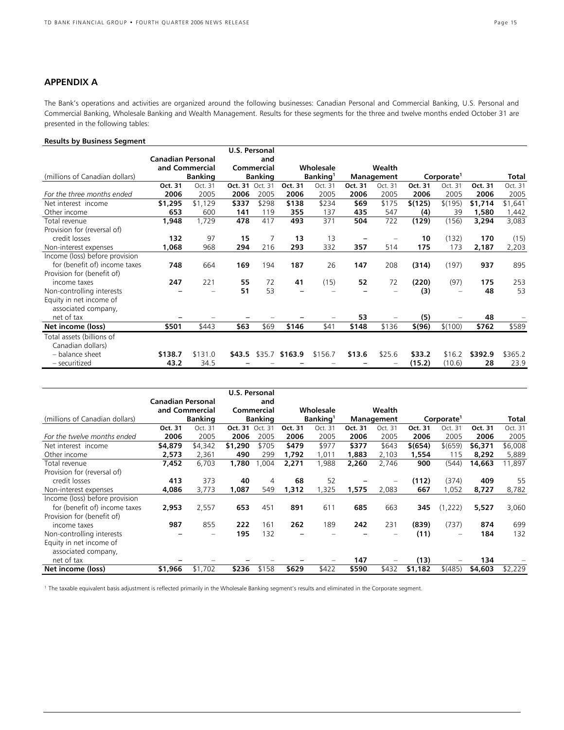## APPENDIX A

The Bank's operations and activities are organized around the following businesses: Canadian Personal and Commercial Banking, U.S. Personal and Commercial Banking, Wholesale Banking and Wealth Management. Results for these segments for the three and twelve months ended October 31 are presented in the following tables:

**Results by Business Segment**

| (millions of Canadian dollars) | Canadian Personal and Commercial Banking | | U.S. Personal and Commercial Banking | | Wholesale Banking[1] | | Wealth Management | | Corporate[1] | | Total | |
|---|---|---|---|---|---|---|---|---|---|---|---|---|
| *For the three months ended* | **Oct. 31 2006** | Oct. 31 2005 | **Oct. 31 2006** | Oct. 31 2005 | **Oct. 31 2006** | Oct. 31 2005 | **Oct. 31 2006** | Oct. 31 2005 | **Oct. 31 2006** | Oct. 31 2005 | **Oct. 31 2006** | Oct. 31 2005 |
| Net interest income | **$1,295** | $1,129 | **$337** | $298 | **$138** | $234 | **$69** | $175 | **$(125)** | $(195) | **$1,714** | $1,641 |
| Other income | **653** | 600 | **141** | 119 | **355** | 137 | **435** | 547 | **(4)** | 39 | **1,580** | 1,442 |
| Total revenue | **1,948** | 1,729 | **478** | 417 | **493** | 371 | **504** | 722 | **(129)** | (156) | **3,294** | 3,083 |
| Provision for (reversal of) credit losses | **132** | 97 | **15** | 7 | **13** | 13 | **–** | – | **10** | (132) | **170** | (15) |
| Non-interest expenses | **1,068** | 968 | **294** | 216 | **293** | 332 | **357** | 514 | **175** | 173 | **2,187** | 2,203 |
| Income (loss) before provision for (benefit of) income taxes | **748** | 664 | **169** | 194 | **187** | 26 | **147** | 208 | **(314)** | (197) | **937** | 895 |
| Provision for (benefit of) income taxes | **247** | 221 | **55** | 72 | **41** | (15) | **52** | 72 | **(220)** | (97) | **175** | 253 |
| Non-controlling interests | **–** | – | **51** | 53 | **–** | – | **–** | – | **(3)** | – | **48** | 53 |
| Equity in net income of associated company, net of tax | **–** | – | **–** | – | **–** | – | **53** | – | **(5)** | – | **48** | – |
| **Net income (loss)** | **$501** | $443 | **$63** | $69 | **$146** | $41 | **$148** | $136 | **$(96)** | $(100) | **$762** | $589 |
| Total assets (billions of Canadian dollars) | | | | | | | | | | | | |
| – balance sheet | **$138.7** | $131.0 | **$43.5** | $35.7 | **$163.9** | $156.7 | **$13.6** | $25.6 | **$33.2** | $16.2 | **$392.9** | $365.2 |
| – securitized | **43.2** | 34.5 | **–** | – | **–** | – | **–** | – | **(15.2)** | (10.6) | **28** | 23.9 |

| (millions of Canadian dollars) | Canadian Personal and Commercial Banking | | U.S. Personal and Commercial Banking | | Wholesale Banking[1] | | Wealth Management | | Corporate[1] | | Total | |
|---|---|---|---|---|---|---|---|---|---|---|---|---|
| *For the twelve months ended* | **Oct. 31 2006** | Oct. 31 2005 | **Oct. 31 2006** | Oct. 31 2005 | **Oct. 31 2006** | Oct. 31 2005 | **Oct. 31 2006** | Oct. 31 2005 | **Oct. 31 2006** | Oct. 31 2005 | **Oct. 31 2006** | Oct. 31 2005 |
| Net interest income | **$4,879** | $4,342 | **$1,290** | $705 | **$479** | $977 | **$377** | $643 | **$(654)** | $(659) | **$6,371** | $6,008 |
| Other income | **2,573** | 2,361 | **490** | 299 | **1,792** | 1,011 | **1,883** | 2,103 | **1,554** | 115 | **8,292** | 5,889 |
| Total revenue | **7,452** | 6,703 | **1,780** | 1,004 | **2,271** | 1,988 | **2,260** | 2,746 | **900** | (544) | **14,663** | 11,897 |
| Provision for (reversal of) credit losses | **413** | 373 | **40** | 4 | **68** | 52 | **–** | – | **(112)** | (374) | **409** | 55 |
| Non-interest expenses | **4,086** | 3,773 | **1,087** | 549 | **1,312** | 1,325 | **1,575** | 2,083 | **667** | 1,052 | **8,727** | 8,782 |
| Income (loss) before provision for (benefit of) income taxes | **2,953** | 2,557 | **653** | 451 | **891** | 611 | **685** | 663 | **345** | (1,222) | **5,527** | 3,060 |
| Provision for (benefit of) income taxes | **987** | 855 | **222** | 161 | **262** | 189 | **242** | 231 | **(839)** | (737) | **874** | 699 |
| Non-controlling interests | **–** | – | **195** | 132 | **–** | – | **–** | – | **(11)** | – | **184** | 132 |
| Equity in net income of associated company, net of tax | **–** | – | **–** | – | **–** | – | **147** | – | **(13)** | – | **134** | – |
| **Net income (loss)** | **$1,966** | $1,702 | **$236** | $158 | **$629** | $422 | **$590** | $432 | **$1,182** | $(485) | **$4,603** | $2,229 |

[1] The taxable equivalent basis adjustment is reflected primarily in the Wholesale Banking segment's results and eliminated in the Corporate segment.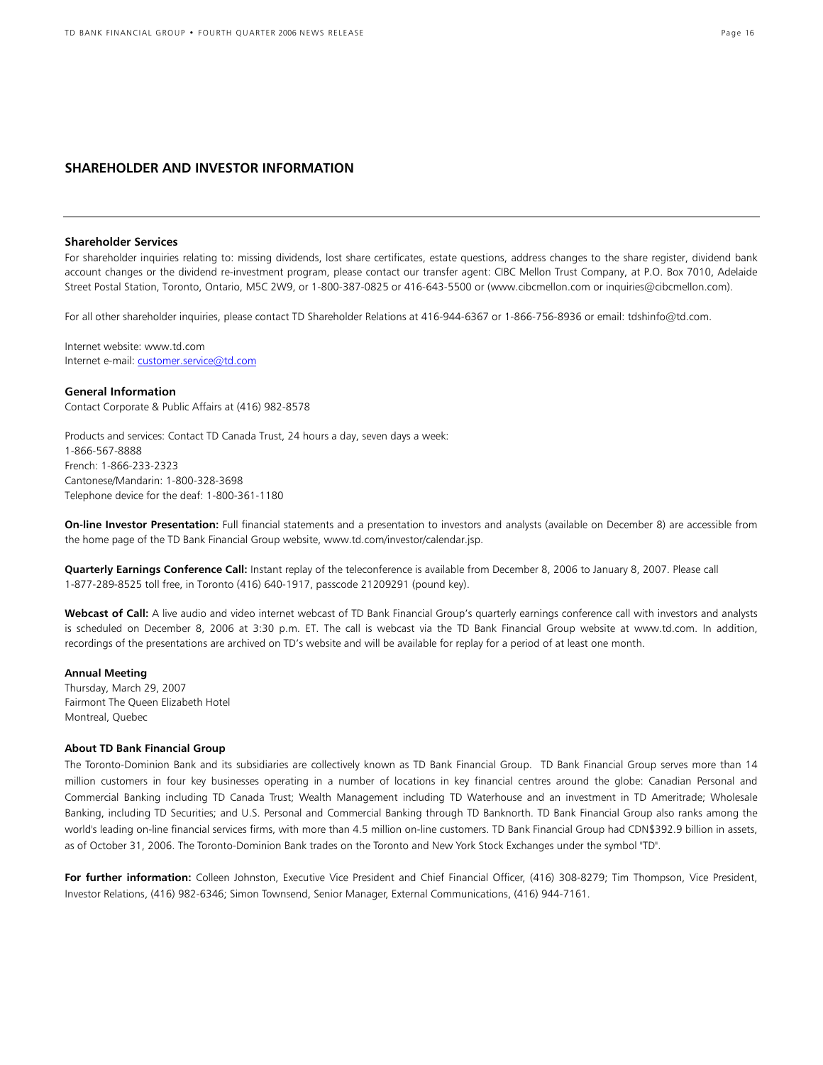## SHAREHOLDER AND INVESTOR INFORMATION

**Shareholder Services**

For shareholder inquiries relating to: missing dividends, lost share certificates, estate questions, address changes to the share register, dividend bank account changes or the dividend re-investment program, please contact our transfer agent: CIBC Mellon Trust Company, at P.O. Box 7010, Adelaide Street Postal Station, Toronto, Ontario, M5C 2W9, or 1-800-387-0825 or 416-643-5500 or (www.cibcmellon.com or inquiries@cibcmellon.com).

For all other shareholder inquiries, please contact TD Shareholder Relations at 416-944-6367 or 1-866-756-8936 or email: tdshinfo@td.com.

Internet website: www.td.com
Internet e-mail: customer.service@td.com

**General Information**

Contact Corporate & Public Affairs at (416) 982-8578

Products and services: Contact TD Canada Trust, 24 hours a day, seven days a week:
1-866-567-8888
French: 1-866-233-2323
Cantonese/Mandarin: 1-800-328-3698
Telephone device for the deaf: 1-800-361-1180

**On-line Investor Presentation:** Full financial statements and a presentation to investors and analysts (available on December 8) are accessible from the home page of the TD Bank Financial Group website, www.td.com/investor/calendar.jsp.

**Quarterly Earnings Conference Call:** Instant replay of the teleconference is available from December 8, 2006 to January 8, 2007. Please call 1-877-289-8525 toll free, in Toronto (416) 640-1917, passcode 21209291 (pound key).

**Webcast of Call:** A live audio and video internet webcast of TD Bank Financial Group's quarterly earnings conference call with investors and analysts is scheduled on December 8, 2006 at 3:30 p.m. ET. The call is webcast via the TD Bank Financial Group website at www.td.com. In addition, recordings of the presentations are archived on TD's website and will be available for replay for a period of at least one month.

**Annual Meeting**

Thursday, March 29, 2007
Fairmont The Queen Elizabeth Hotel
Montreal, Quebec

**About TD Bank Financial Group**

The Toronto-Dominion Bank and its subsidiaries are collectively known as TD Bank Financial Group. TD Bank Financial Group serves more than 14 million customers in four key businesses operating in a number of locations in key financial centres around the globe: Canadian Personal and Commercial Banking including TD Canada Trust; Wealth Management including TD Waterhouse and an investment in TD Ameritrade; Wholesale Banking, including TD Securities; and U.S. Personal and Commercial Banking through TD Banknorth. TD Bank Financial Group also ranks among the world's leading on-line financial services firms, with more than 4.5 million on-line customers. TD Bank Financial Group had CDN$392.9 billion in assets, as of October 31, 2006. The Toronto-Dominion Bank trades on the Toronto and New York Stock Exchanges under the symbol "TD".

**For further information:** Colleen Johnston, Executive Vice President and Chief Financial Officer, (416) 308-8279; Tim Thompson, Vice President, Investor Relations, (416) 982-6346; Simon Townsend, Senior Manager, External Communications, (416) 944-7161.